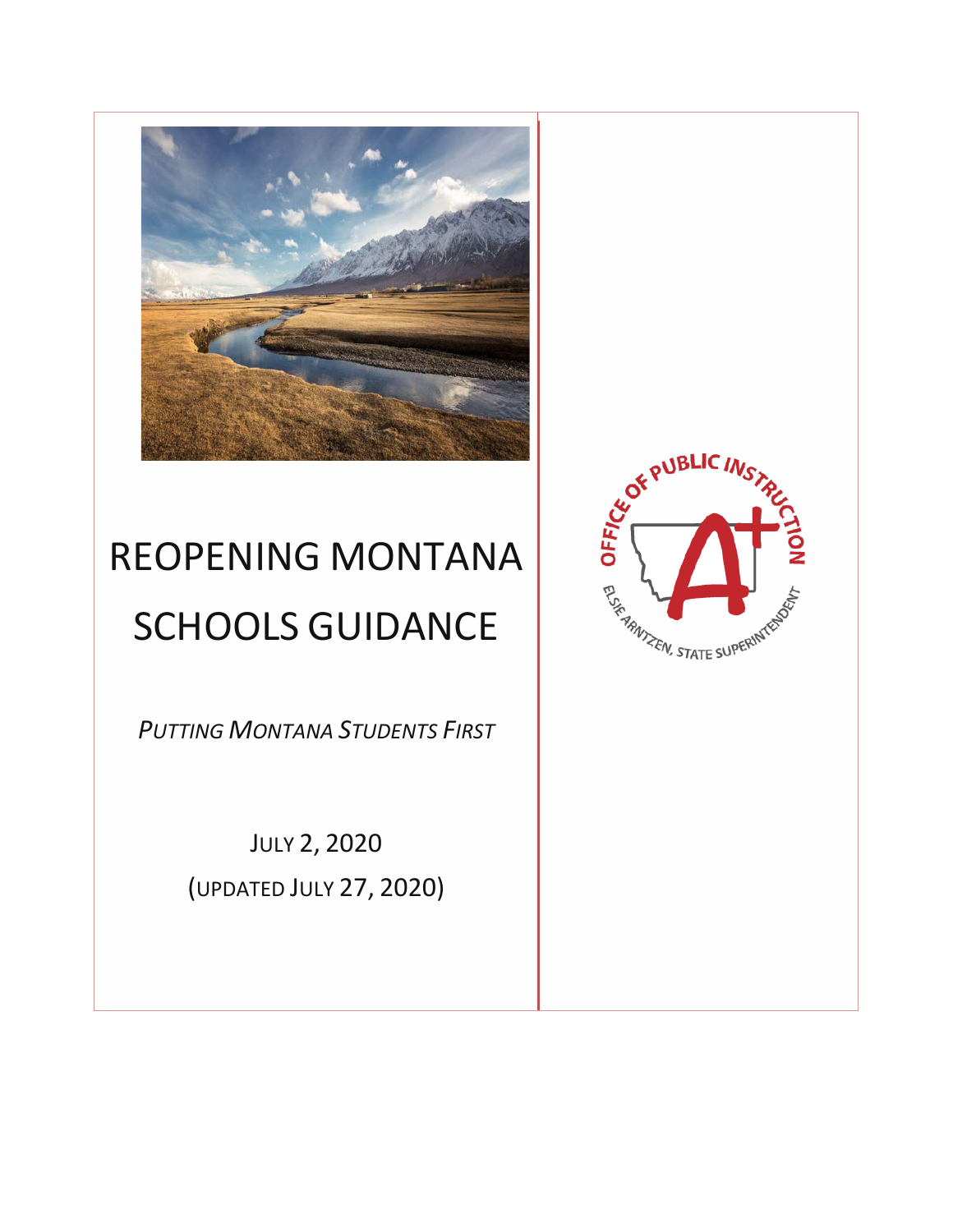# REOPENING MONTANA SCHOOLS GUIDANCE

*PUTTING MONTANA STUDENTS FIRST*

JULY 2, 2020

(UPDATED JULY 27, 2020)

OFFICE OF PUBLIC INSTRUCTION

ELSIE ARNTZEN, STATE SUPERINTENDENT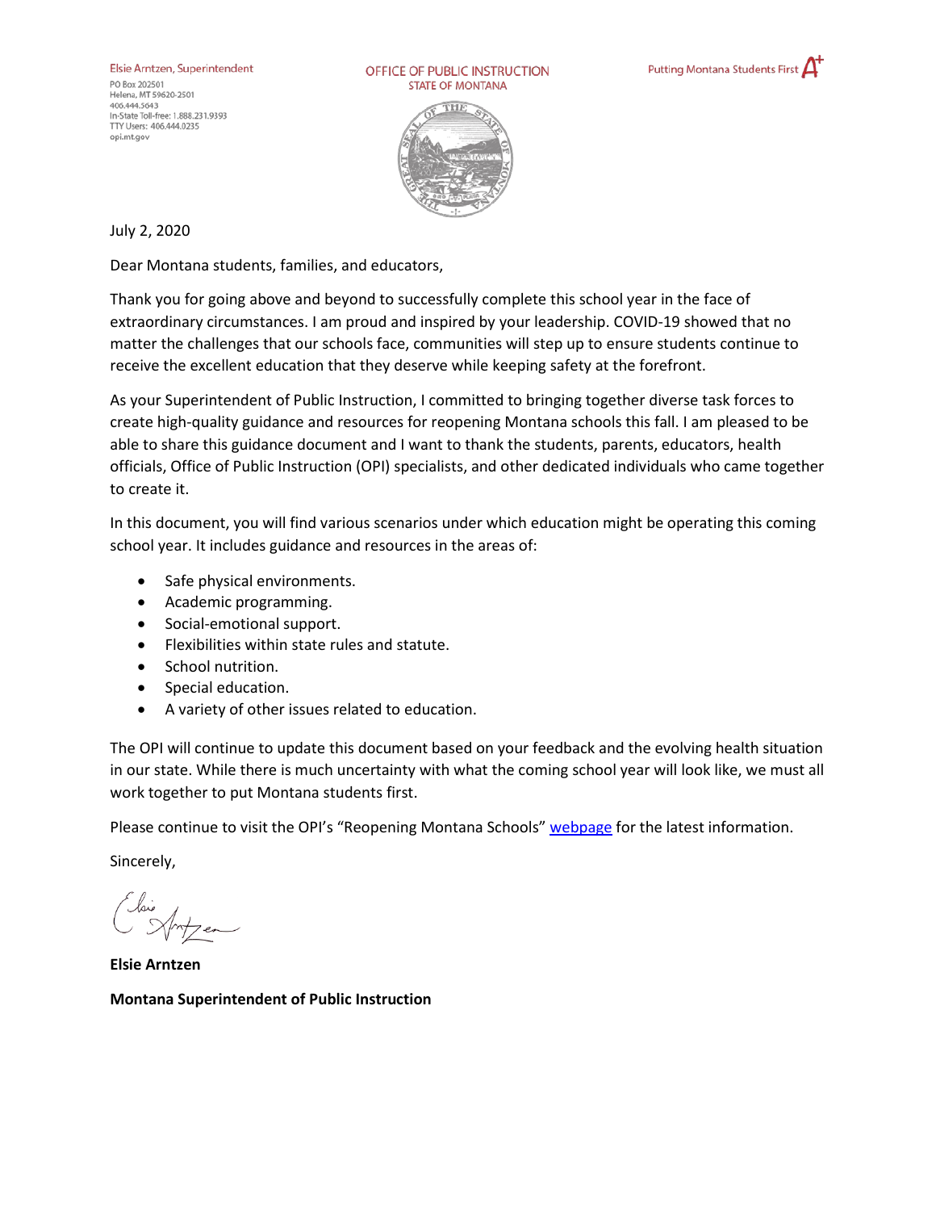Elsie Arntzen, Superintendent

PO Box 202501
Helena, MT 59620-2501
406.444.5643
In-State Toll-free: 1.888.231.9393
TTY Users: 406.444.0235
opi.mt.gov

OFFICE OF PUBLIC INSTRUCTION
STATE OF MONTANA

Putting Montana Students First A+

July 2, 2020

Dear Montana students, families, and educators,

Thank you for going above and beyond to successfully complete this school year in the face of extraordinary circumstances. I am proud and inspired by your leadership. COVID-19 showed that no matter the challenges that our schools face, communities will step up to ensure students continue to receive the excellent education that they deserve while keeping safety at the forefront.

As your Superintendent of Public Instruction, I committed to bringing together diverse task forces to create high-quality guidance and resources for reopening Montana schools this fall. I am pleased to be able to share this guidance document and I want to thank the students, parents, educators, health officials, Office of Public Instruction (OPI) specialists, and other dedicated individuals who came together to create it.

In this document, you will find various scenarios under which education might be operating this coming school year. It includes guidance and resources in the areas of:

- Safe physical environments.
- Academic programming.
- Social-emotional support.
- Flexibilities within state rules and statute.
- School nutrition.
- Special education.
- A variety of other issues related to education.

The OPI will continue to update this document based on your feedback and the evolving health situation in our state. While there is much uncertainty with what the coming school year will look like, we must all work together to put Montana students first.

Please continue to visit the OPI's "Reopening Montana Schools" webpage for the latest information.

Sincerely,

**Elsie Arntzen**

**Montana Superintendent of Public Instruction**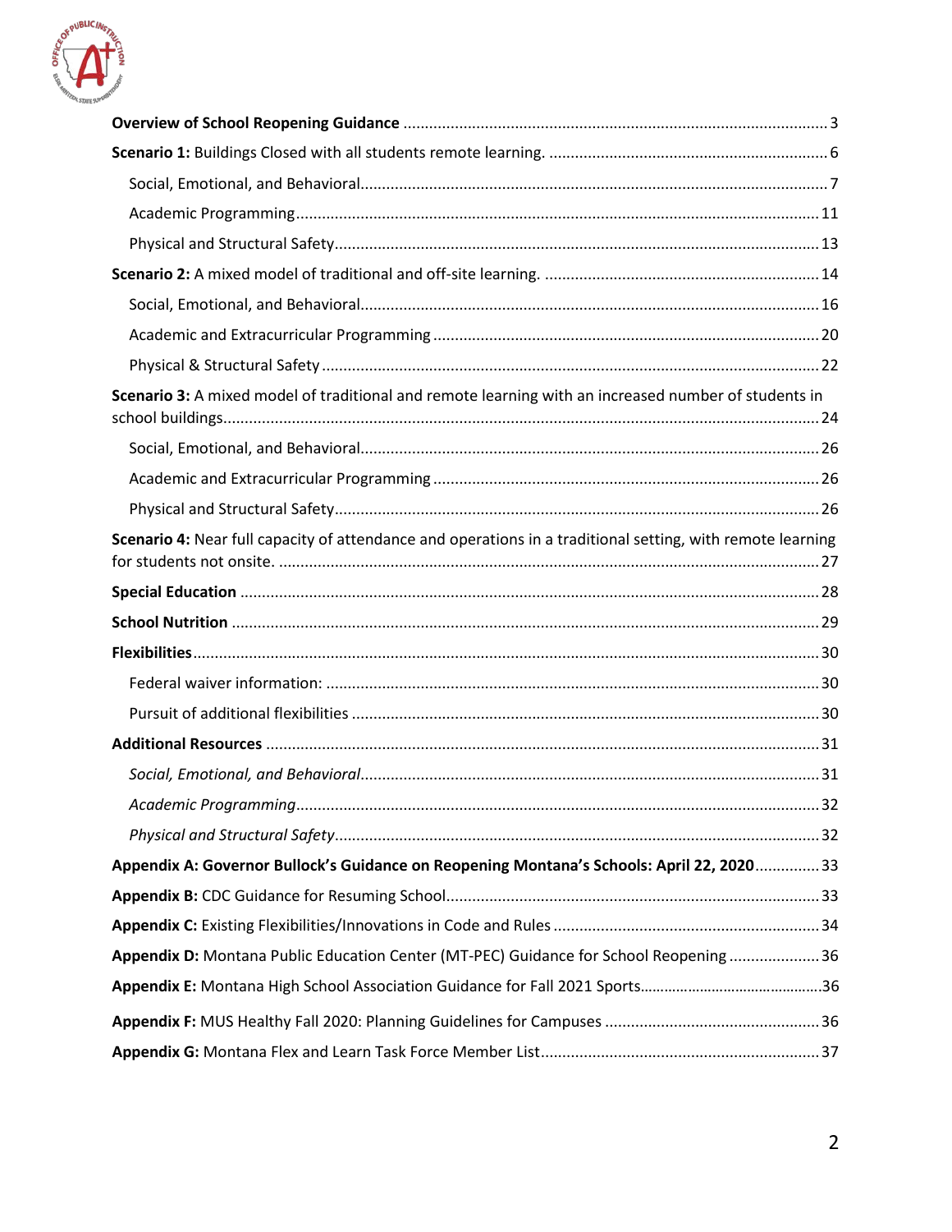**Overview of School Reopening Guidance** ........................................................................................... 3

**Scenario 1:** Buildings Closed with all students remote learning. ................................................................ 6

Social, Emotional, and Behavioral........................................................................................................... 7

Academic Programming ........................................................................................................................ 11

Physical and Structural Safety................................................................................................................ 13

**Scenario 2:** A mixed model of traditional and off-site learning. ............................................................... 14

Social, Emotional, and Behavioral.......................................................................................................... 16

Academic and Extracurricular Programming ......................................................................................... 20

Physical & Structural Safety ................................................................................................................... 22

**Scenario 3:** A mixed model of traditional and remote learning with an increased number of students in school buildings....................................................................................................................................... 24

Social, Emotional, and Behavioral.......................................................................................................... 26

Academic and Extracurricular Programming ......................................................................................... 26

Physical and Structural Safety................................................................................................................ 26

**Scenario 4:** Near full capacity of attendance and operations in a traditional setting, with remote learning for students not onsite. ............................................................................................................................ 27

**Special Education** ..................................................................................................................................... 28

**School Nutrition** ....................................................................................................................................... 29

**Flexibilities**................................................................................................................................................ 30

Federal waiver information: .................................................................................................................. 30

Pursuit of additional flexibilities ........................................................................................................... 30

**Additional Resources** ................................................................................................................................ 31

*Social, Emotional, and Behavioral*.......................................................................................................... 31

*Academic Programming*......................................................................................................................... 32

*Physical and Structural Safety*................................................................................................................ 32

**Appendix A: Governor Bullock's Guidance on Reopening Montana's Schools: April 22, 2020**............... 33

**Appendix B:** CDC Guidance for Resuming School...................................................................................... 33

**Appendix C:** Existing Flexibilities/Innovations in Code and Rules .............................................................. 34

**Appendix D:** Montana Public Education Center (MT-PEC) Guidance for School Reopening ..................... 36

**Appendix E:** Montana High School Association Guidance for Fall 2021 Sports.............................................36

**Appendix F:** MUS Healthy Fall 2020: Planning Guidelines for Campuses .................................................. 36

**Appendix G:** Montana Flex and Learn Task Force Member List................................................................. 37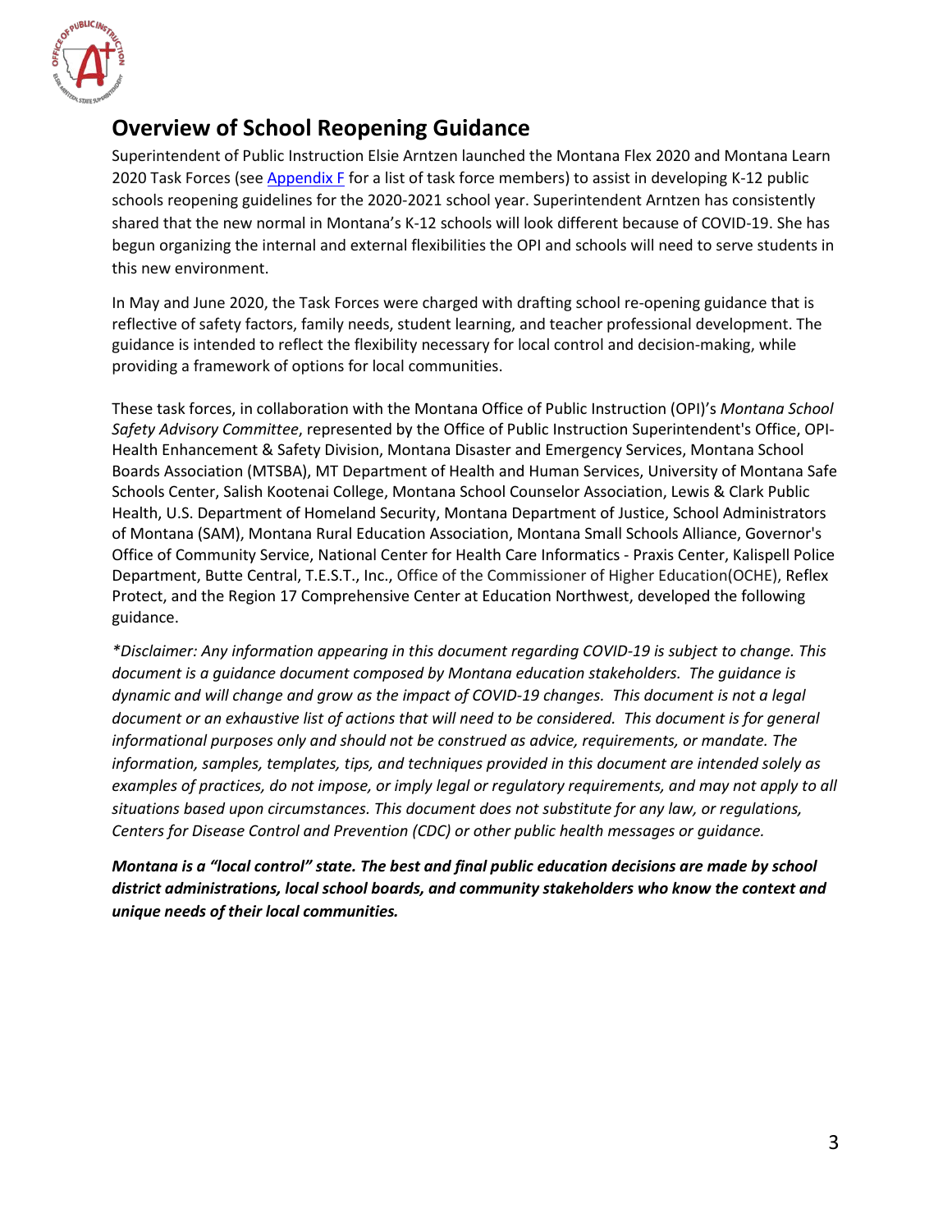## Overview of School Reopening Guidance

Superintendent of Public Instruction Elsie Arntzen launched the Montana Flex 2020 and Montana Learn 2020 Task Forces (see [Appendix F](#) for a list of task force members) to assist in developing K-12 public schools reopening guidelines for the 2020-2021 school year. Superintendent Arntzen has consistently shared that the new normal in Montana's K-12 schools will look different because of COVID-19. She has begun organizing the internal and external flexibilities the OPI and schools will need to serve students in this new environment.

In May and June 2020, the Task Forces were charged with drafting school re-opening guidance that is reflective of safety factors, family needs, student learning, and teacher professional development. The guidance is intended to reflect the flexibility necessary for local control and decision-making, while providing a framework of options for local communities.

These task forces, in collaboration with the Montana Office of Public Instruction (OPI)'s *Montana School Safety Advisory Committee*, represented by the Office of Public Instruction Superintendent's Office, OPI-Health Enhancement & Safety Division, Montana Disaster and Emergency Services, Montana School Boards Association (MTSBA), MT Department of Health and Human Services, University of Montana Safe Schools Center, Salish Kootenai College, Montana School Counselor Association, Lewis & Clark Public Health, U.S. Department of Homeland Security, Montana Department of Justice, School Administrators of Montana (SAM), Montana Rural Education Association, Montana Small Schools Alliance, Governor's Office of Community Service, National Center for Health Care Informatics - Praxis Center, Kalispell Police Department, Butte Central, T.E.S.T., Inc., Office of the Commissioner of Higher Education(OCHE), Reflex Protect, and the Region 17 Comprehensive Center at Education Northwest, developed the following guidance.

*\*Disclaimer: Any information appearing in this document regarding COVID-19 is subject to change. This document is a guidance document composed by Montana education stakeholders. The guidance is dynamic and will change and grow as the impact of COVID-19 changes. This document is not a legal document or an exhaustive list of actions that will need to be considered. This document is for general informational purposes only and should not be construed as advice, requirements, or mandate. The information, samples, templates, tips, and techniques provided in this document are intended solely as examples of practices, do not impose, or imply legal or regulatory requirements, and may not apply to all situations based upon circumstances. This document does not substitute for any law, or regulations, Centers for Disease Control and Prevention (CDC) or other public health messages or guidance.*

***Montana is a "local control" state. The best and final public education decisions are made by school district administrations, local school boards, and community stakeholders who know the context and unique needs of their local communities.***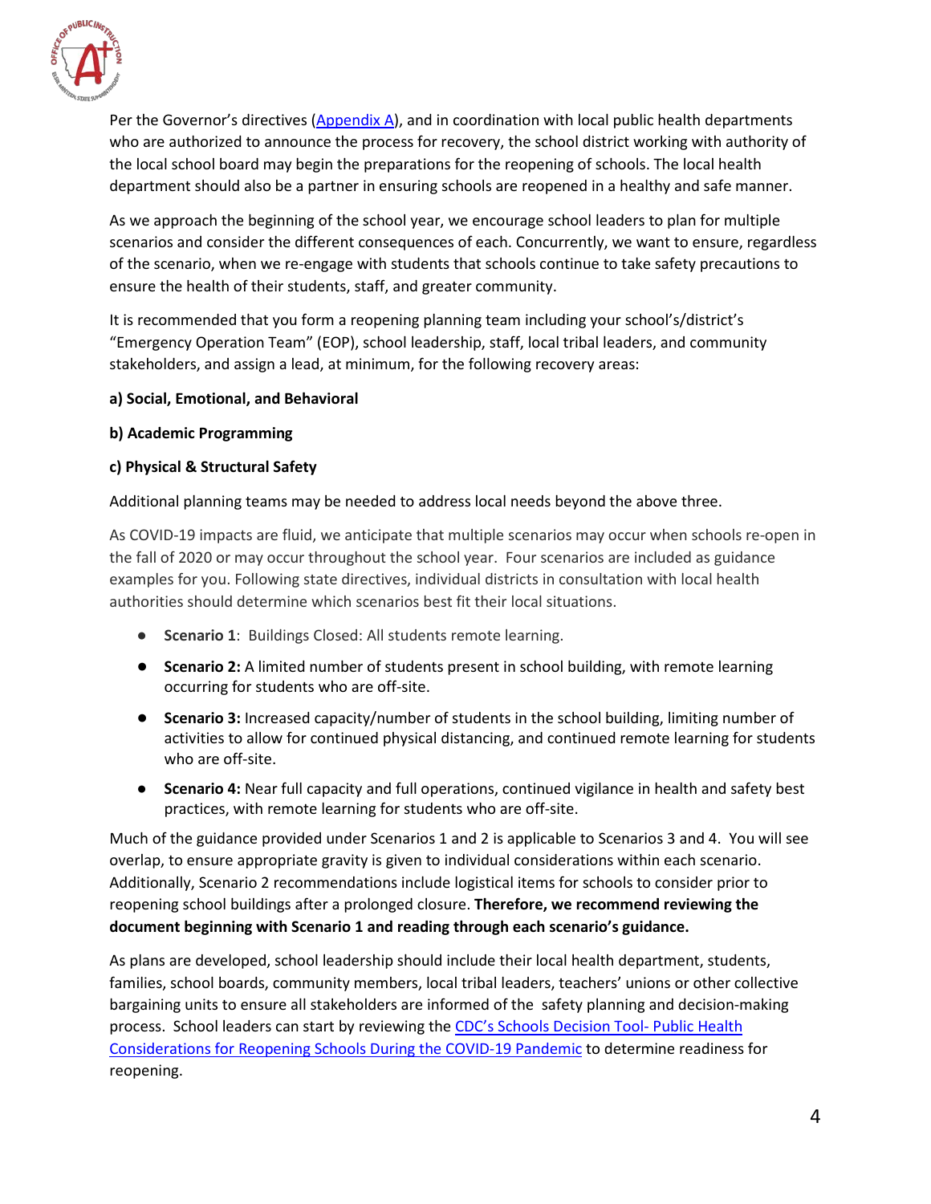Per the Governor's directives (Appendix A), and in coordination with local public health departments who are authorized to announce the process for recovery, the school district working with authority of the local school board may begin the preparations for the reopening of schools. The local health department should also be a partner in ensuring schools are reopened in a healthy and safe manner.

As we approach the beginning of the school year, we encourage school leaders to plan for multiple scenarios and consider the different consequences of each. Concurrently, we want to ensure, regardless of the scenario, when we re-engage with students that schools continue to take safety precautions to ensure the health of their students, staff, and greater community.

It is recommended that you form a reopening planning team including your school's/district's "Emergency Operation Team" (EOP), school leadership, staff, local tribal leaders, and community stakeholders, and assign a lead, at minimum, for the following recovery areas:

**a) Social, Emotional, and Behavioral**

**b) Academic Programming**

**c) Physical & Structural Safety**

Additional planning teams may be needed to address local needs beyond the above three.

As COVID-19 impacts are fluid, we anticipate that multiple scenarios may occur when schools re-open in the fall of 2020 or may occur throughout the school year. Four scenarios are included as guidance examples for you. Following state directives, individual districts in consultation with local health authorities should determine which scenarios best fit their local situations.

- **Scenario 1**: Buildings Closed: All students remote learning.
- **Scenario 2:** A limited number of students present in school building, with remote learning occurring for students who are off-site.
- **Scenario 3:** Increased capacity/number of students in the school building, limiting number of activities to allow for continued physical distancing, and continued remote learning for students who are off-site.
- **Scenario 4:** Near full capacity and full operations, continued vigilance in health and safety best practices, with remote learning for students who are off-site.

Much of the guidance provided under Scenarios 1 and 2 is applicable to Scenarios 3 and 4. You will see overlap, to ensure appropriate gravity is given to individual considerations within each scenario. Additionally, Scenario 2 recommendations include logistical items for schools to consider prior to reopening school buildings after a prolonged closure. **Therefore, we recommend reviewing the document beginning with Scenario 1 and reading through each scenario's guidance.**

As plans are developed, school leadership should include their local health department, students, families, school boards, community members, local tribal leaders, teachers' unions or other collective bargaining units to ensure all stakeholders are informed of the safety planning and decision-making process. School leaders can start by reviewing the CDC's Schools Decision Tool- Public Health Considerations for Reopening Schools During the COVID-19 Pandemic to determine readiness for reopening.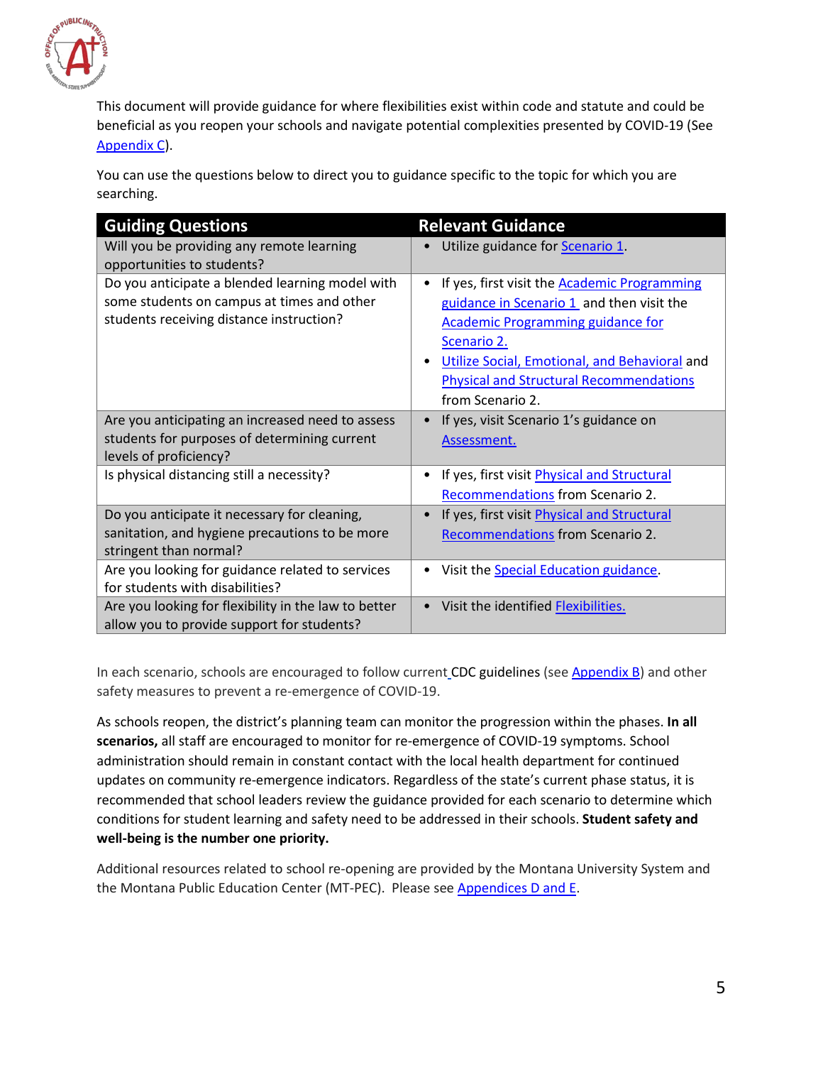This document will provide guidance for where flexibilities exist within code and statute and could be beneficial as you reopen your schools and navigate potential complexities presented by COVID-19 (See Appendix C).

You can use the questions below to direct you to guidance specific to the topic for which you are searching.

| Guiding Questions | Relevant Guidance |
| --- | --- |
| Will you be providing any remote learning opportunities to students? | • Utilize guidance for Scenario 1. |
| Do you anticipate a blended learning model with some students on campus at times and other students receiving distance instruction? | • If yes, first visit the Academic Programming guidance in Scenario 1 and then visit the Academic Programming guidance for Scenario 2. <br> • Utilize Social, Emotional, and Behavioral and Physical and Structural Recommendations from Scenario 2. |
| Are you anticipating an increased need to assess students for purposes of determining current levels of proficiency? | • If yes, visit Scenario 1's guidance on Assessment. |
| Is physical distancing still a necessity? | • If yes, first visit Physical and Structural Recommendations from Scenario 2. |
| Do you anticipate it necessary for cleaning, sanitation, and hygiene precautions to be more stringent than normal? | • If yes, first visit Physical and Structural Recommendations from Scenario 2. |
| Are you looking for guidance related to services for students with disabilities? | • Visit the Special Education guidance. |
| Are you looking for flexibility in the law to better allow you to provide support for students? | • Visit the identified Flexibilities. |

In each scenario, schools are encouraged to follow current CDC guidelines (see Appendix B) and other safety measures to prevent a re-emergence of COVID-19.

As schools reopen, the district's planning team can monitor the progression within the phases. **In all scenarios,** all staff are encouraged to monitor for re-emergence of COVID-19 symptoms. School administration should remain in constant contact with the local health department for continued updates on community re-emergence indicators. Regardless of the state's current phase status, it is recommended that school leaders review the guidance provided for each scenario to determine which conditions for student learning and safety need to be addressed in their schools. **Student safety and well-being is the number one priority.**

Additional resources related to school re-opening are provided by the Montana University System and the Montana Public Education Center (MT-PEC). Please see Appendices D and E.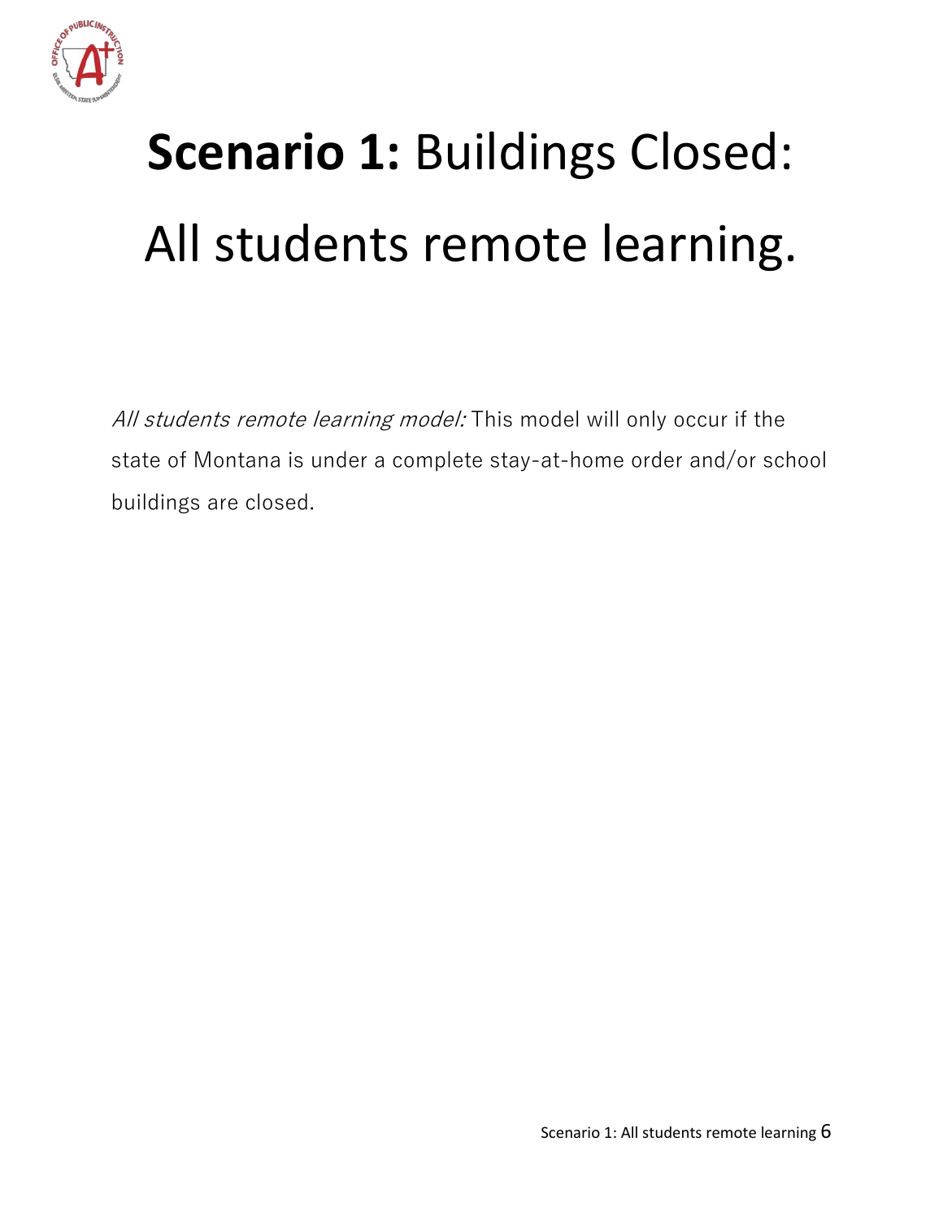# **Scenario 1:** Buildings Closed: All students remote learning.

*All students remote learning model:* This model will only occur if the state of Montana is under a complete stay-at-home order and/or school buildings are closed.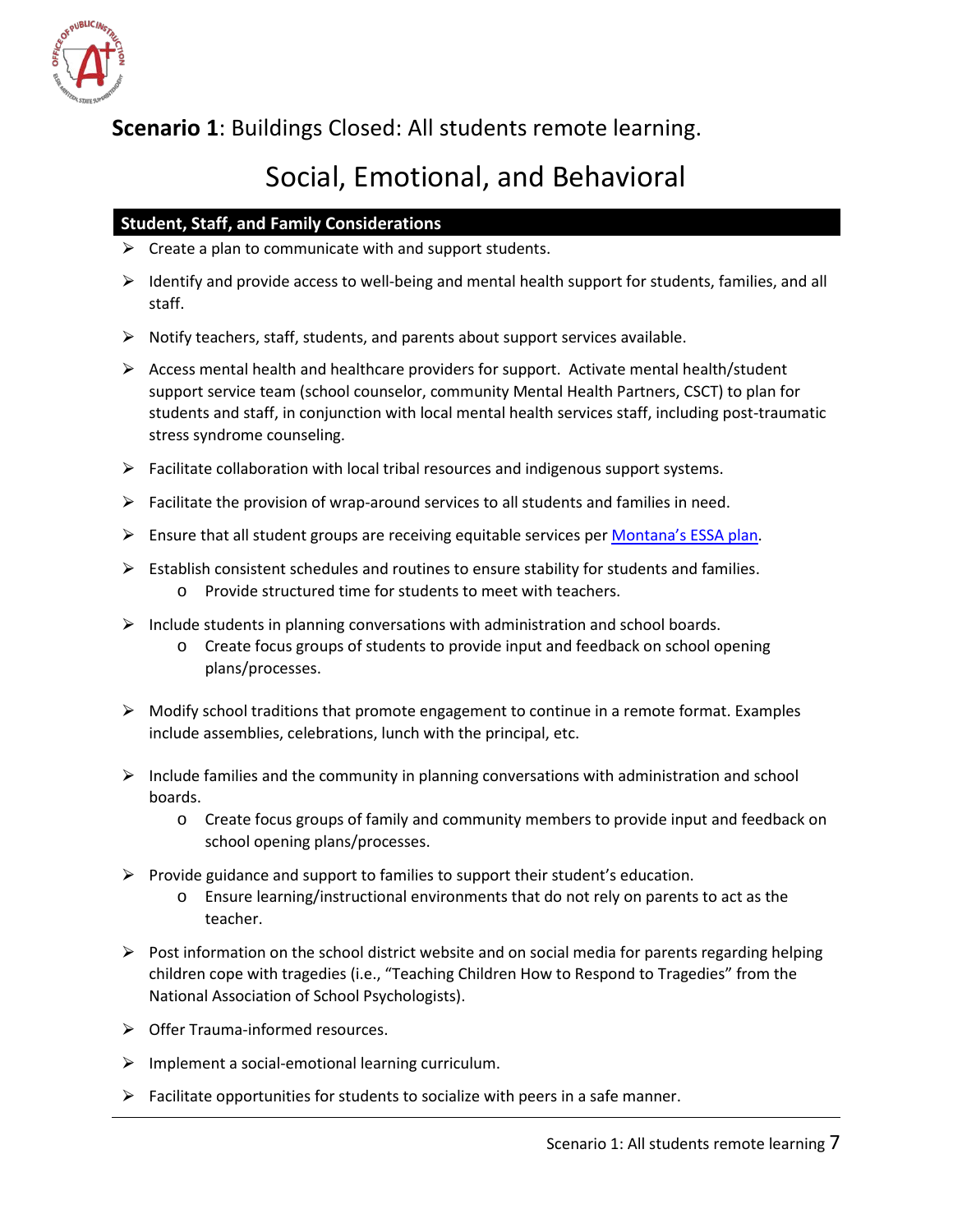**Scenario 1**: Buildings Closed: All students remote learning.

# Social, Emotional, and Behavioral

## Student, Staff, and Family Considerations

- Create a plan to communicate with and support students.
- Identify and provide access to well-being and mental health support for students, families, and all staff.
- Notify teachers, staff, students, and parents about support services available.
- Access mental health and healthcare providers for support. Activate mental health/student support service team (school counselor, community Mental Health Partners, CSCT) to plan for students and staff, in conjunction with local mental health services staff, including post-traumatic stress syndrome counseling.
- Facilitate collaboration with local tribal resources and indigenous support systems.
- Facilitate the provision of wrap-around services to all students and families in need.
- Ensure that all student groups are receiving equitable services per [Montana's ESSA plan](#).
- Establish consistent schedules and routines to ensure stability for students and families.
  - Provide structured time for students to meet with teachers.
- Include students in planning conversations with administration and school boards.
  - Create focus groups of students to provide input and feedback on school opening plans/processes.
- Modify school traditions that promote engagement to continue in a remote format. Examples include assemblies, celebrations, lunch with the principal, etc.
- Include families and the community in planning conversations with administration and school boards.
  - Create focus groups of family and community members to provide input and feedback on school opening plans/processes.
- Provide guidance and support to families to support their student's education.
  - Ensure learning/instructional environments that do not rely on parents to act as the teacher.
- Post information on the school district website and on social media for parents regarding helping children cope with tragedies (i.e., "Teaching Children How to Respond to Tragedies" from the National Association of School Psychologists).
- Offer Trauma-informed resources.
- Implement a social-emotional learning curriculum.
- Facilitate opportunities for students to socialize with peers in a safe manner.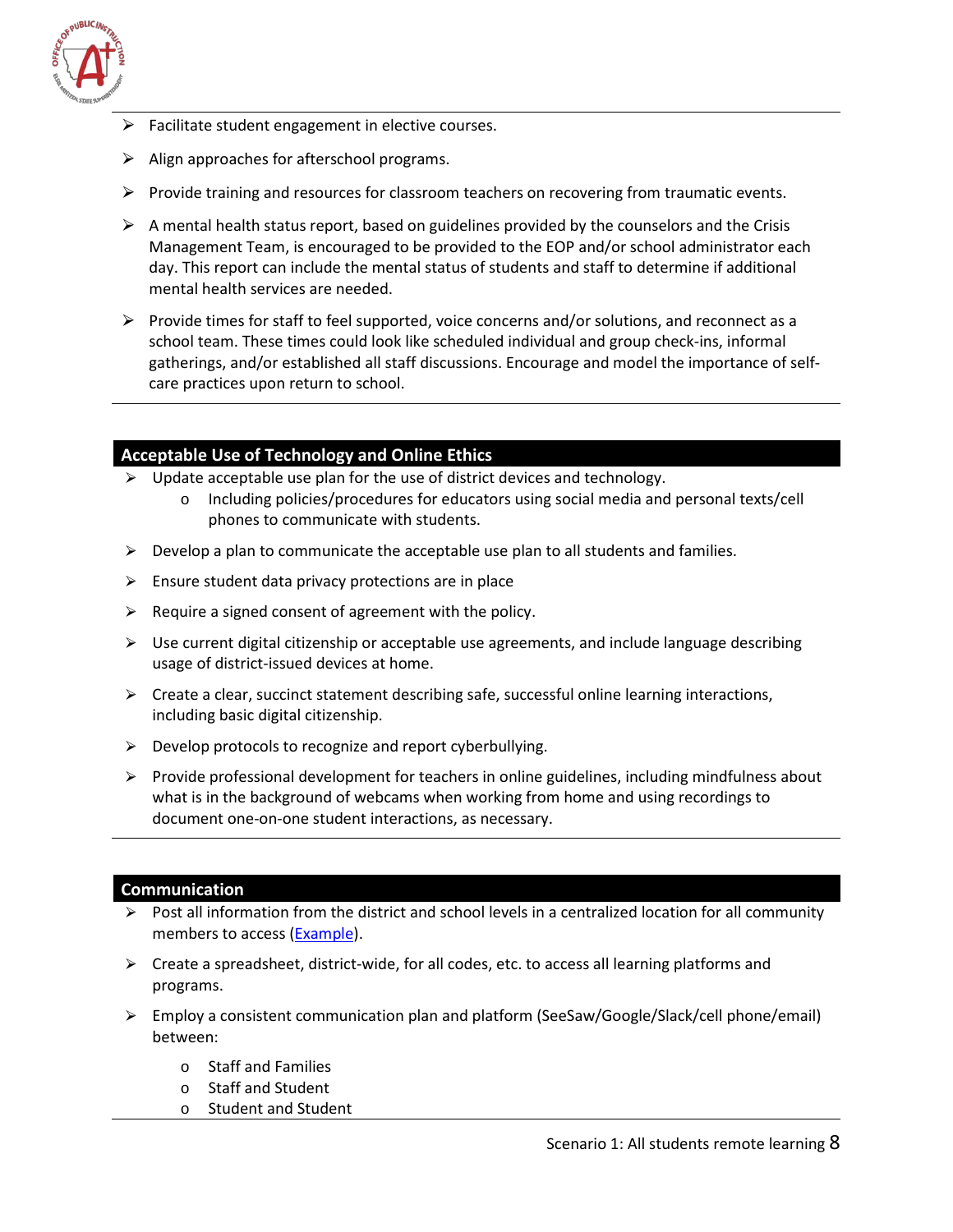- Facilitate student engagement in elective courses.
- Align approaches for afterschool programs.
- Provide training and resources for classroom teachers on recovering from traumatic events.
- A mental health status report, based on guidelines provided by the counselors and the Crisis Management Team, is encouraged to be provided to the EOP and/or school administrator each day. This report can include the mental status of students and staff to determine if additional mental health services are needed.
- Provide times for staff to feel supported, voice concerns and/or solutions, and reconnect as a school team. These times could look like scheduled individual and group check-ins, informal gatherings, and/or established all staff discussions. Encourage and model the importance of self-care practices upon return to school.

## Acceptable Use of Technology and Online Ethics

- Update acceptable use plan for the use of district devices and technology.
  - Including policies/procedures for educators using social media and personal texts/cell phones to communicate with students.
- Develop a plan to communicate the acceptable use plan to all students and families.
- Ensure student data privacy protections are in place
- Require a signed consent of agreement with the policy.
- Use current digital citizenship or acceptable use agreements, and include language describing usage of district-issued devices at home.
- Create a clear, succinct statement describing safe, successful online learning interactions, including basic digital citizenship.
- Develop protocols to recognize and report cyberbullying.
- Provide professional development for teachers in online guidelines, including mindfulness about what is in the background of webcams when working from home and using recordings to document one-on-one student interactions, as necessary.

## Communication

- Post all information from the district and school levels in a centralized location for all community members to access (Example).
- Create a spreadsheet, district-wide, for all codes, etc. to access all learning platforms and programs.
- Employ a consistent communication plan and platform (SeeSaw/Google/Slack/cell phone/email) between:
  - Staff and Families
  - Staff and Student
  - Student and Student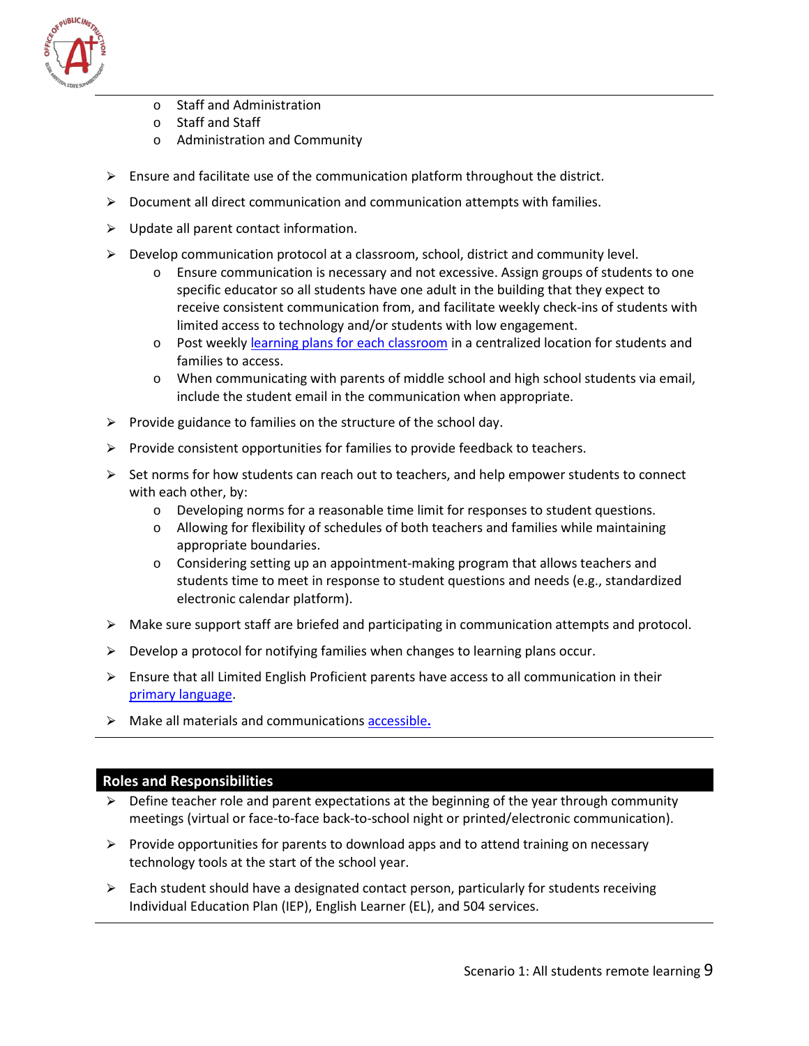- Staff and Administration
- Staff and Staff
- Administration and Community

- Ensure and facilitate use of the communication platform throughout the district.
- Document all direct communication and communication attempts with families.
- Update all parent contact information.
- Develop communication protocol at a classroom, school, district and community level.
  - Ensure communication is necessary and not excessive. Assign groups of students to one specific educator so all students have one adult in the building that they expect to receive consistent communication from, and facilitate weekly check-ins of students with limited access to technology and/or students with low engagement.
  - Post weekly learning plans for each classroom in a centralized location for students and families to access.
  - When communicating with parents of middle school and high school students via email, include the student email in the communication when appropriate.
- Provide guidance to families on the structure of the school day.
- Provide consistent opportunities for families to provide feedback to teachers.
- Set norms for how students can reach out to teachers, and help empower students to connect with each other, by:
  - Developing norms for a reasonable time limit for responses to student questions.
  - Allowing for flexibility of schedules of both teachers and families while maintaining appropriate boundaries.
  - Considering setting up an appointment-making program that allows teachers and students time to meet in response to student questions and needs (e.g., standardized electronic calendar platform).
- Make sure support staff are briefed and participating in communication attempts and protocol.
- Develop a protocol for notifying families when changes to learning plans occur.
- Ensure that all Limited English Proficient parents have access to all communication in their primary language.
- Make all materials and communications accessible.

## Roles and Responsibilities

- Define teacher role and parent expectations at the beginning of the year through community meetings (virtual or face-to-face back-to-school night or printed/electronic communication).
- Provide opportunities for parents to download apps and to attend training on necessary technology tools at the start of the school year.
- Each student should have a designated contact person, particularly for students receiving Individual Education Plan (IEP), English Learner (EL), and 504 services.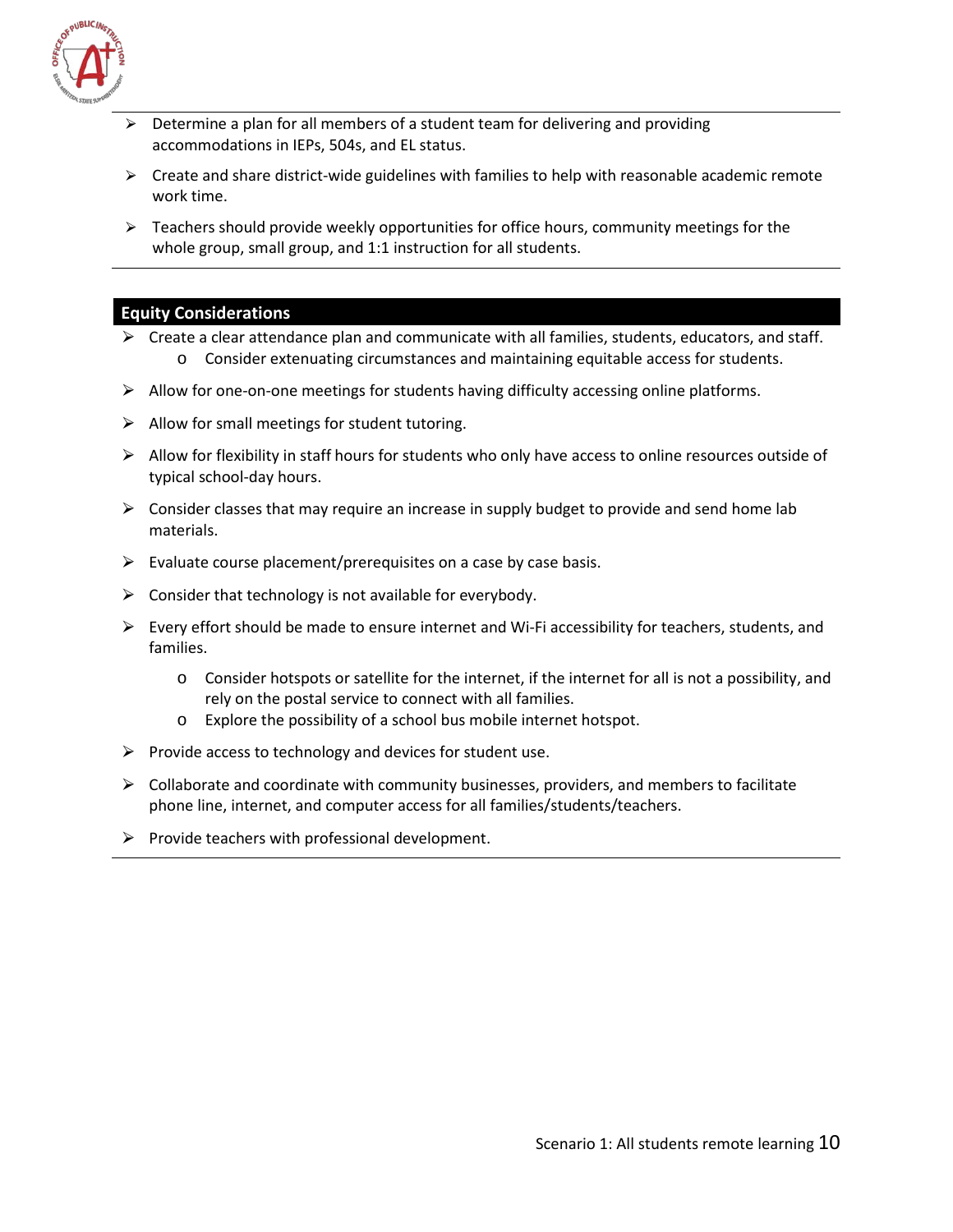- Determine a plan for all members of a student team for delivering and providing accommodations in IEPs, 504s, and EL status.
- Create and share district-wide guidelines with families to help with reasonable academic remote work time.
- Teachers should provide weekly opportunities for office hours, community meetings for the whole group, small group, and 1:1 instruction for all students.

## Equity Considerations

- Create a clear attendance plan and communicate with all families, students, educators, and staff.
  - Consider extenuating circumstances and maintaining equitable access for students.
- Allow for one-on-one meetings for students having difficulty accessing online platforms.
- Allow for small meetings for student tutoring.
- Allow for flexibility in staff hours for students who only have access to online resources outside of typical school-day hours.
- Consider classes that may require an increase in supply budget to provide and send home lab materials.
- Evaluate course placement/prerequisites on a case by case basis.
- Consider that technology is not available for everybody.
- Every effort should be made to ensure internet and Wi-Fi accessibility for teachers, students, and families.
  - Consider hotspots or satellite for the internet, if the internet for all is not a possibility, and rely on the postal service to connect with all families.
  - Explore the possibility of a school bus mobile internet hotspot.
- Provide access to technology and devices for student use.
- Collaborate and coordinate with community businesses, providers, and members to facilitate phone line, internet, and computer access for all families/students/teachers.
- Provide teachers with professional development.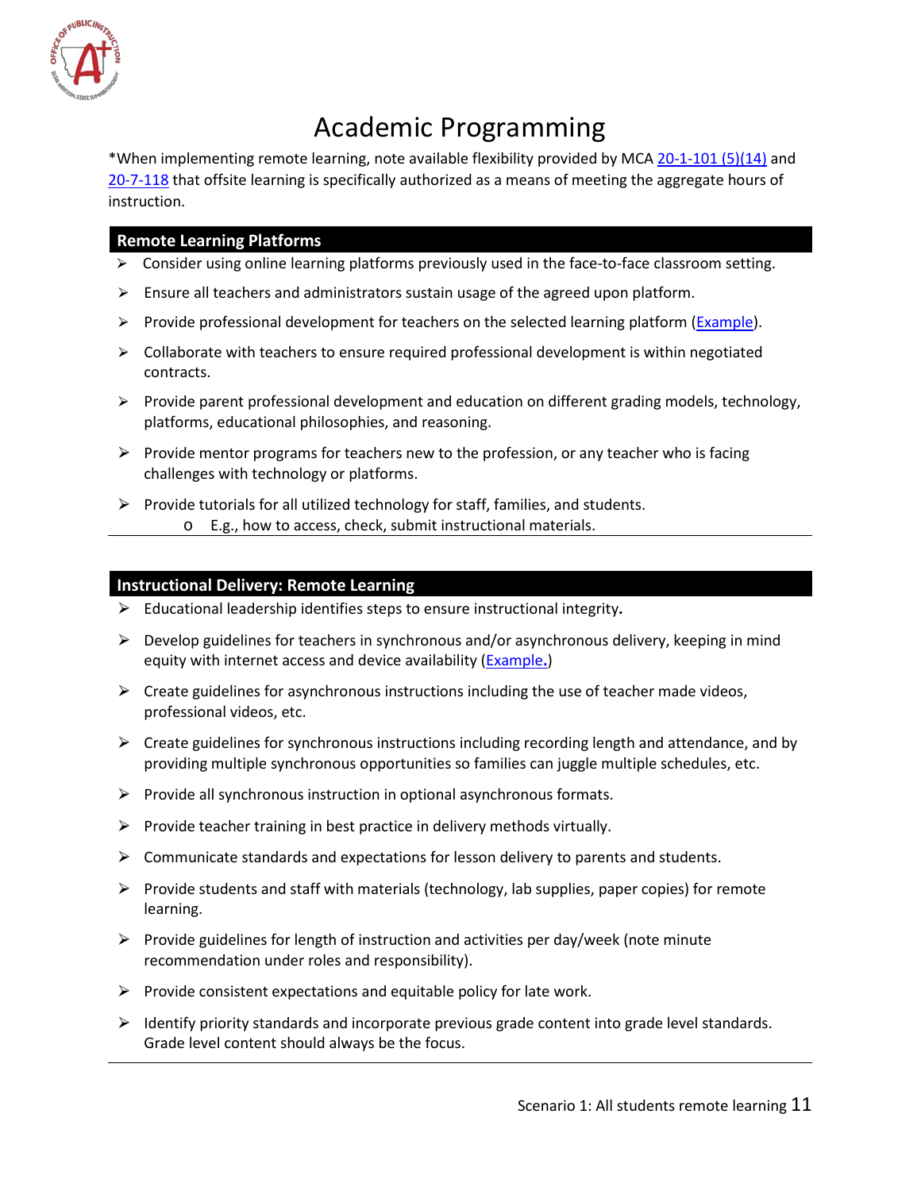# Academic Programming

*When implementing remote learning, note available flexibility provided by MCA [20-1-101 (5)(14)]() and [20-7-118]() that offsite learning is specifically authorized as a means of meeting the aggregate hours of instruction.

## Remote Learning Platforms

- Consider using online learning platforms previously used in the face-to-face classroom setting.
- Ensure all teachers and administrators sustain usage of the agreed upon platform.
- Provide professional development for teachers on the selected learning platform ([Example]()).
- Collaborate with teachers to ensure required professional development is within negotiated contracts.
- Provide parent professional development and education on different grading models, technology, platforms, educational philosophies, and reasoning.
- Provide mentor programs for teachers new to the profession, or any teacher who is facing challenges with technology or platforms.
- Provide tutorials for all utilized technology for staff, families, and students.
  - E.g., how to access, check, submit instructional materials.

## Instructional Delivery: Remote Learning

- Educational leadership identifies steps to ensure instructional integrity**.**
- Develop guidelines for teachers in synchronous and/or asynchronous delivery, keeping in mind equity with internet access and device availability ([Example]().)
- Create guidelines for asynchronous instructions including the use of teacher made videos, professional videos, etc.
- Create guidelines for synchronous instructions including recording length and attendance, and by providing multiple synchronous opportunities so families can juggle multiple schedules, etc.
- Provide all synchronous instruction in optional asynchronous formats.
- Provide teacher training in best practice in delivery methods virtually.
- Communicate standards and expectations for lesson delivery to parents and students.
- Provide students and staff with materials (technology, lab supplies, paper copies) for remote learning.
- Provide guidelines for length of instruction and activities per day/week (note minute recommendation under roles and responsibility).
- Provide consistent expectations and equitable policy for late work.
- Identify priority standards and incorporate previous grade content into grade level standards. Grade level content should always be the focus.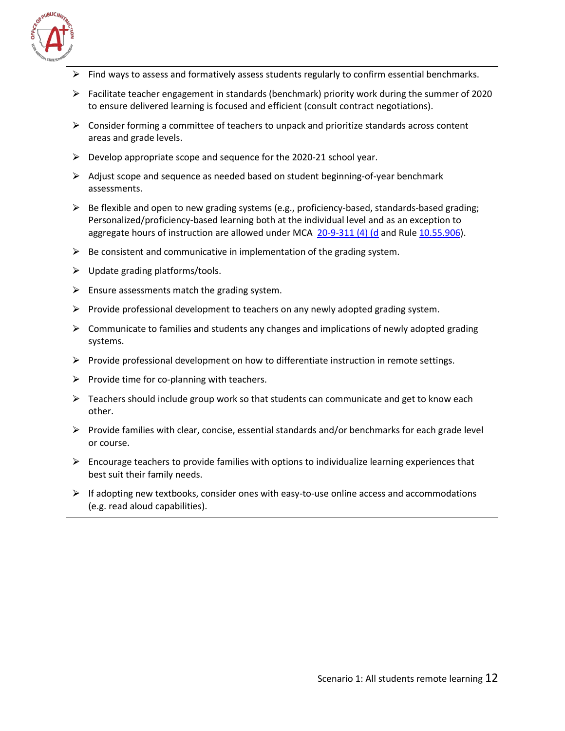- Find ways to assess and formatively assess students regularly to confirm essential benchmarks.
- Facilitate teacher engagement in standards (benchmark) priority work during the summer of 2020 to ensure delivered learning is focused and efficient (consult contract negotiations).
- Consider forming a committee of teachers to unpack and prioritize standards across content areas and grade levels.
- Develop appropriate scope and sequence for the 2020-21 school year.
- Adjust scope and sequence as needed based on student beginning-of-year benchmark assessments.
- Be flexible and open to new grading systems (e.g., proficiency-based, standards-based grading; Personalized/proficiency-based learning both at the individual level and as an exception to aggregate hours of instruction are allowed under MCA 20-9-311 (4) (d and Rule 10.55.906).
- Be consistent and communicative in implementation of the grading system.
- Update grading platforms/tools.
- Ensure assessments match the grading system.
- Provide professional development to teachers on any newly adopted grading system.
- Communicate to families and students any changes and implications of newly adopted grading systems.
- Provide professional development on how to differentiate instruction in remote settings.
- Provide time for co-planning with teachers.
- Teachers should include group work so that students can communicate and get to know each other.
- Provide families with clear, concise, essential standards and/or benchmarks for each grade level or course.
- Encourage teachers to provide families with options to individualize learning experiences that best suit their family needs.
- If adopting new textbooks, consider ones with easy-to-use online access and accommodations (e.g. read aloud capabilities).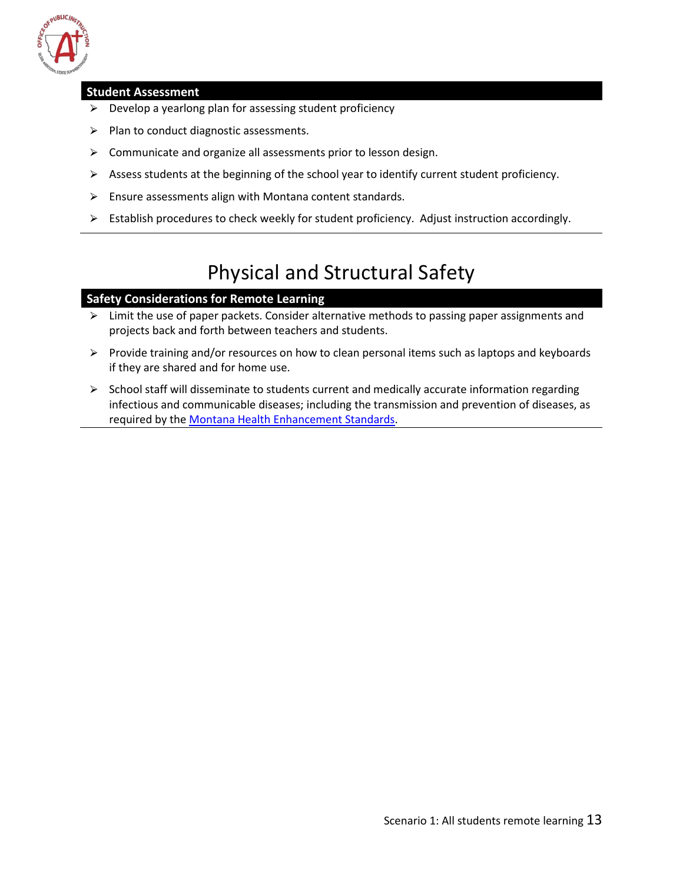### Student Assessment

- Develop a yearlong plan for assessing student proficiency
- Plan to conduct diagnostic assessments.
- Communicate and organize all assessments prior to lesson design.
- Assess students at the beginning of the school year to identify current student proficiency.
- Ensure assessments align with Montana content standards.
- Establish procedures to check weekly for student proficiency. Adjust instruction accordingly.

# Physical and Structural Safety

### Safety Considerations for Remote Learning

- Limit the use of paper packets. Consider alternative methods to passing paper assignments and projects back and forth between teachers and students.
- Provide training and/or resources on how to clean personal items such as laptops and keyboards if they are shared and for home use.
- School staff will disseminate to students current and medically accurate information regarding infectious and communicable diseases; including the transmission and prevention of diseases, as required by the Montana Health Enhancement Standards.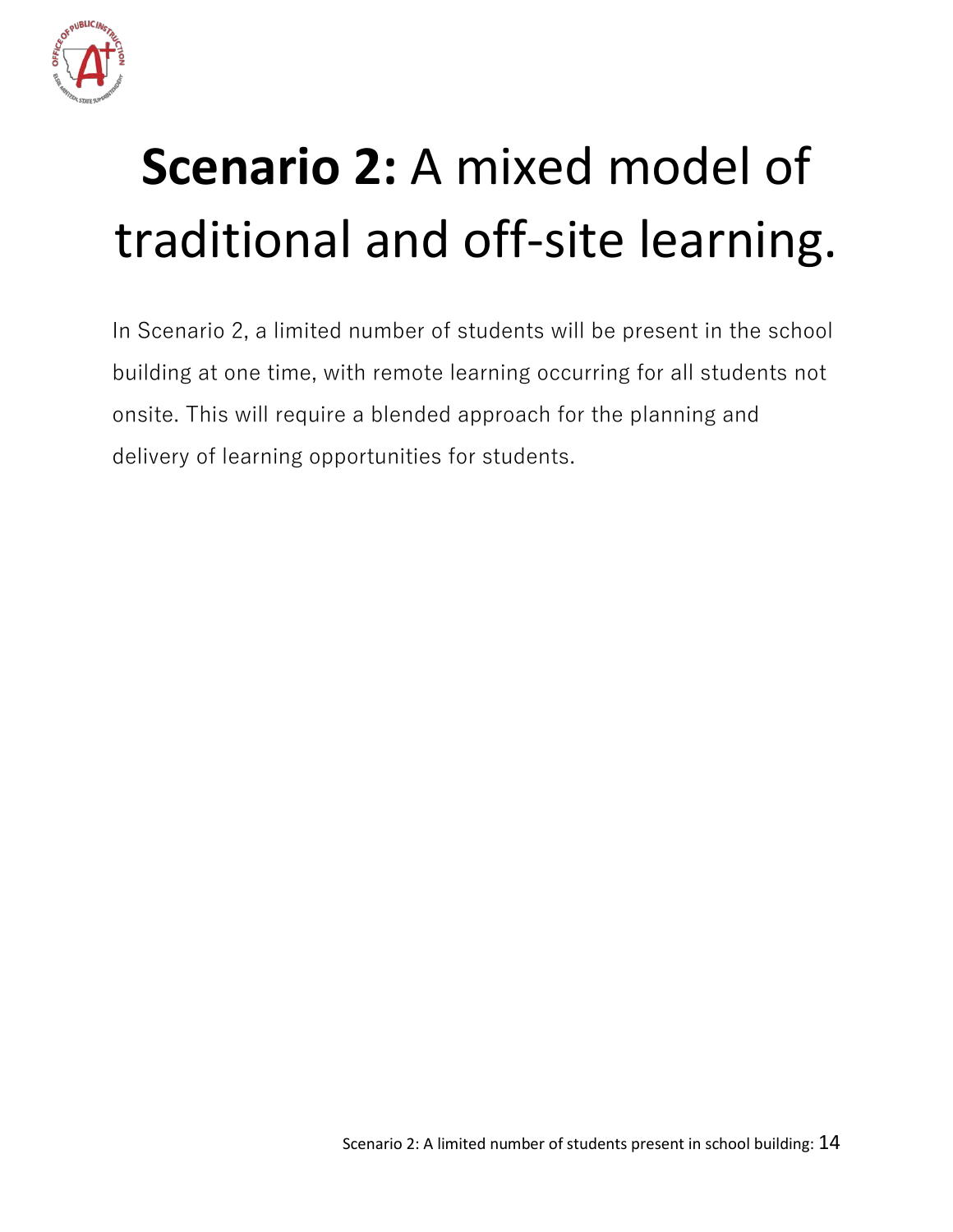# **Scenario 2:** A mixed model of traditional and off-site learning.

In Scenario 2, a limited number of students will be present in the school building at one time, with remote learning occurring for all students not onsite. This will require a blended approach for the planning and delivery of learning opportunities for students.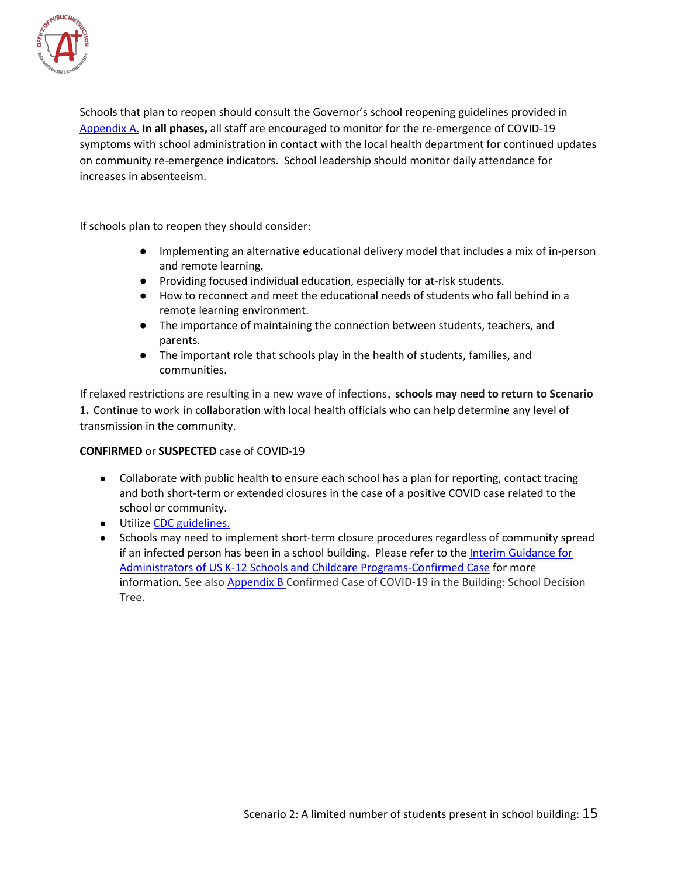Schools that plan to reopen should consult the Governor's school reopening guidelines provided in Appendix A. **In all phases,** all staff are encouraged to monitor for the re-emergence of COVID-19 symptoms with school administration in contact with the local health department for continued updates on community re-emergence indicators. School leadership should monitor daily attendance for increases in absenteeism.

If schools plan to reopen they should consider:

- Implementing an alternative educational delivery model that includes a mix of in-person and remote learning.
- Providing focused individual education, especially for at-risk students.
- How to reconnect and meet the educational needs of students who fall behind in a remote learning environment.
- The importance of maintaining the connection between students, teachers, and parents.
- The important role that schools play in the health of students, families, and communities.

If relaxed restrictions are resulting in a new wave of infections, **schools may need to return to Scenario 1.** Continue to work in collaboration with local health officials who can help determine any level of transmission in the community.

**CONFIRMED** or **SUSPECTED** case of COVID-19

- Collaborate with public health to ensure each school has a plan for reporting, contact tracing and both short-term or extended closures in the case of a positive COVID case related to the school or community.
- Utilize CDC guidelines.
- Schools may need to implement short-term closure procedures regardless of community spread if an infected person has been in a school building. Please refer to the Interim Guidance for Administrators of US K-12 Schools and Childcare Programs-Confirmed Case for more information. See also Appendix B Confirmed Case of COVID-19 in the Building: School Decision Tree.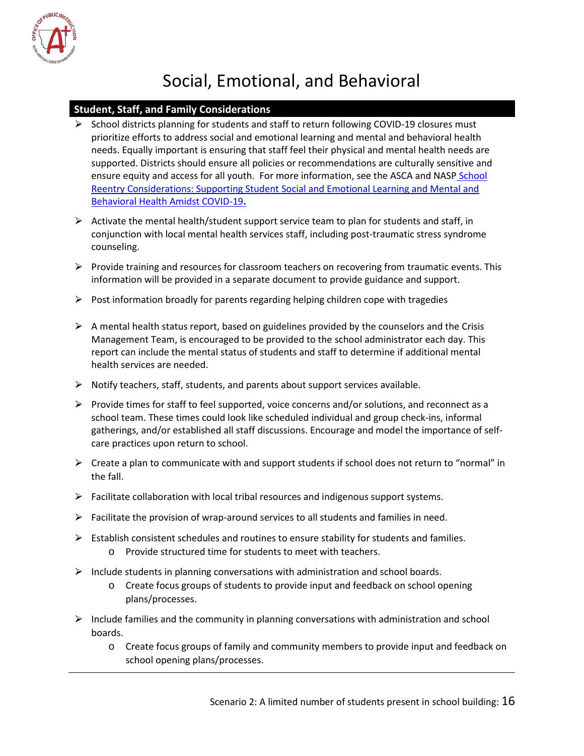# Social, Emotional, and Behavioral

## Student, Staff, and Family Considerations

- School districts planning for students and staff to return following COVID-19 closures must prioritize efforts to address social and emotional learning and mental and behavioral health needs. Equally important is ensuring that staff feel their physical and mental health needs are supported. Districts should ensure all policies or recommendations are culturally sensitive and ensure equity and access for all youth. For more information, see the ASCA and NASP [School Reentry Considerations: Supporting Student Social and Emotional Learning and Mental and Behavioral Health Amidst COVID-19](#).
- Activate the mental health/student support service team to plan for students and staff, in conjunction with local mental health services staff, including post-traumatic stress syndrome counseling.
- Provide training and resources for classroom teachers on recovering from traumatic events. This information will be provided in a separate document to provide guidance and support.
- Post information broadly for parents regarding helping children cope with tragedies
- A mental health status report, based on guidelines provided by the counselors and the Crisis Management Team, is encouraged to be provided to the school administrator each day. This report can include the mental status of students and staff to determine if additional mental health services are needed.
- Notify teachers, staff, students, and parents about support services available.
- Provide times for staff to feel supported, voice concerns and/or solutions, and reconnect as a school team. These times could look like scheduled individual and group check-ins, informal gatherings, and/or established all staff discussions. Encourage and model the importance of self-care practices upon return to school.
- Create a plan to communicate with and support students if school does not return to "normal" in the fall.
- Facilitate collaboration with local tribal resources and indigenous support systems.
- Facilitate the provision of wrap-around services to all students and families in need.
- Establish consistent schedules and routines to ensure stability for students and families.
  - Provide structured time for students to meet with teachers.
- Include students in planning conversations with administration and school boards.
  - Create focus groups of students to provide input and feedback on school opening plans/processes.
- Include families and the community in planning conversations with administration and school boards.
  - Create focus groups of family and community members to provide input and feedback on school opening plans/processes.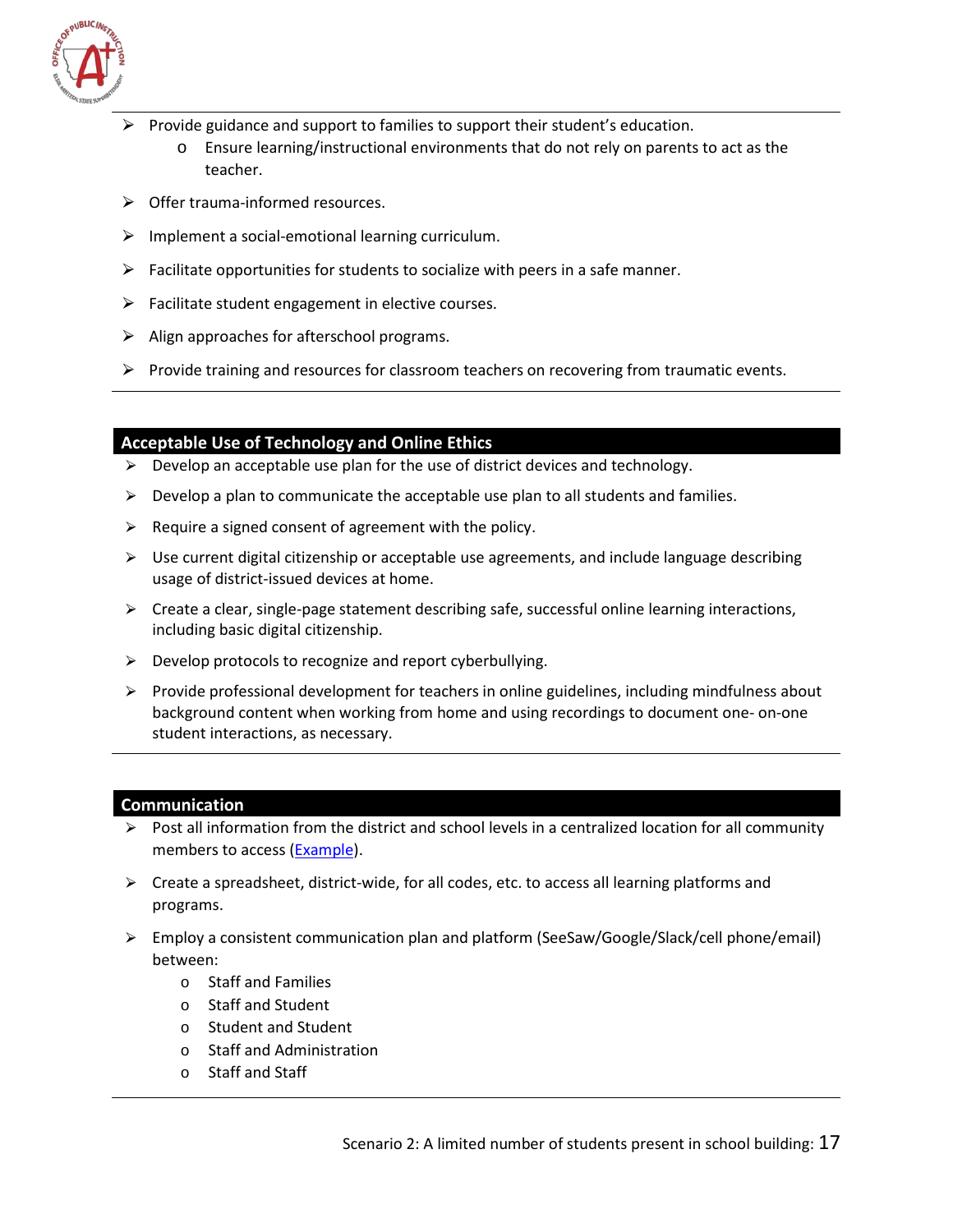- Provide guidance and support to families to support their student's education.
    - Ensure learning/instructional environments that do not rely on parents to act as the teacher.
- Offer trauma-informed resources.
- Implement a social-emotional learning curriculum.
- Facilitate opportunities for students to socialize with peers in a safe manner.
- Facilitate student engagement in elective courses.
- Align approaches for afterschool programs.
- Provide training and resources for classroom teachers on recovering from traumatic events.

## Acceptable Use of Technology and Online Ethics

- Develop an acceptable use plan for the use of district devices and technology.
- Develop a plan to communicate the acceptable use plan to all students and families.
- Require a signed consent of agreement with the policy.
- Use current digital citizenship or acceptable use agreements, and include language describing usage of district-issued devices at home.
- Create a clear, single-page statement describing safe, successful online learning interactions, including basic digital citizenship.
- Develop protocols to recognize and report cyberbullying.
- Provide professional development for teachers in online guidelines, including mindfulness about background content when working from home and using recordings to document one- on-one student interactions, as necessary.

## Communication

- Post all information from the district and school levels in a centralized location for all community members to access (Example).
- Create a spreadsheet, district-wide, for all codes, etc. to access all learning platforms and programs.
- Employ a consistent communication plan and platform (SeeSaw/Google/Slack/cell phone/email) between:
    - Staff and Families
    - Staff and Student
    - Student and Student
    - Staff and Administration
    - Staff and Staff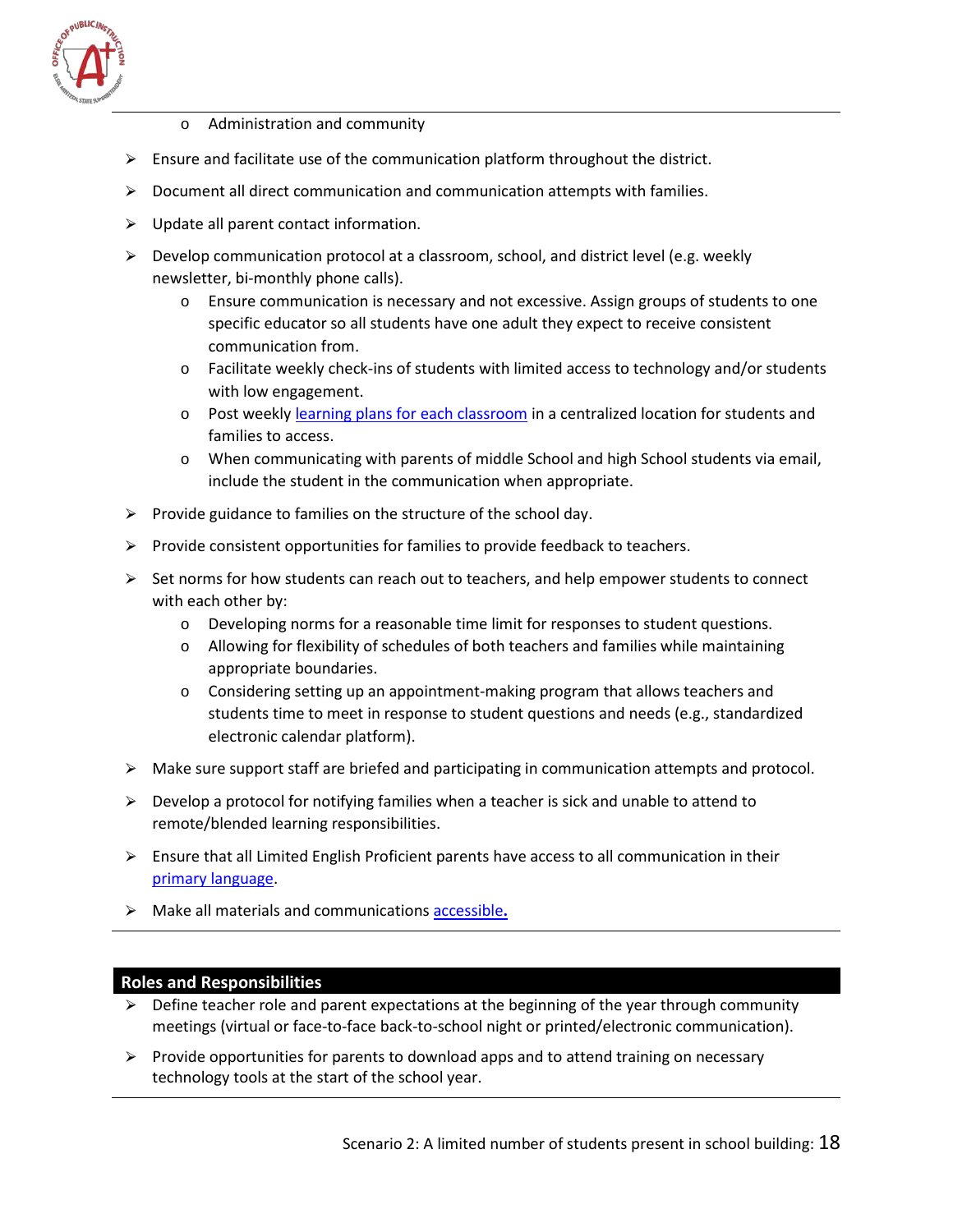- Administration and community

- Ensure and facilitate use of the communication platform throughout the district.
- Document all direct communication and communication attempts with families.
- Update all parent contact information.
- Develop communication protocol at a classroom, school, and district level (e.g. weekly newsletter, bi-monthly phone calls).
  - Ensure communication is necessary and not excessive. Assign groups of students to one specific educator so all students have one adult they expect to receive consistent communication from.
  - Facilitate weekly check-ins of students with limited access to technology and/or students with low engagement.
  - Post weekly learning plans for each classroom in a centralized location for students and families to access.
  - When communicating with parents of middle School and high School students via email, include the student in the communication when appropriate.
- Provide guidance to families on the structure of the school day.
- Provide consistent opportunities for families to provide feedback to teachers.
- Set norms for how students can reach out to teachers, and help empower students to connect with each other by:
  - Developing norms for a reasonable time limit for responses to student questions.
  - Allowing for flexibility of schedules of both teachers and families while maintaining appropriate boundaries.
  - Considering setting up an appointment-making program that allows teachers and students time to meet in response to student questions and needs (e.g., standardized electronic calendar platform).
- Make sure support staff are briefed and participating in communication attempts and protocol.
- Develop a protocol for notifying families when a teacher is sick and unable to attend to remote/blended learning responsibilities.
- Ensure that all Limited English Proficient parents have access to all communication in their primary language.
- Make all materials and communications accessible.

## Roles and Responsibilities

- Define teacher role and parent expectations at the beginning of the year through community meetings (virtual or face-to-face back-to-school night or printed/electronic communication).
- Provide opportunities for parents to download apps and to attend training on necessary technology tools at the start of the school year.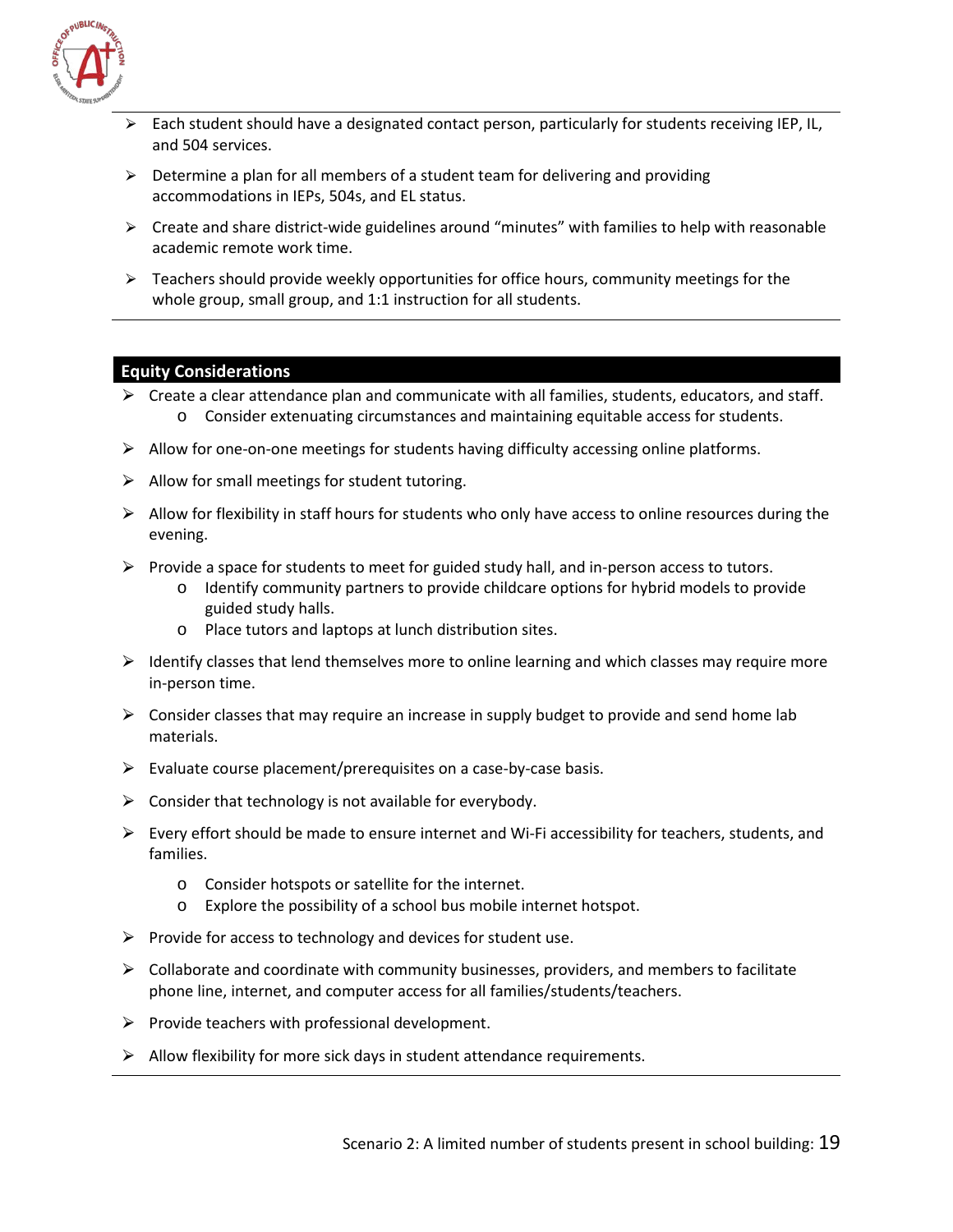- Each student should have a designated contact person, particularly for students receiving IEP, IL, and 504 services.
- Determine a plan for all members of a student team for delivering and providing accommodations in IEPs, 504s, and EL status.
- Create and share district-wide guidelines around "minutes" with families to help with reasonable academic remote work time.
- Teachers should provide weekly opportunities for office hours, community meetings for the whole group, small group, and 1:1 instruction for all students.

## Equity Considerations

- Create a clear attendance plan and communicate with all families, students, educators, and staff.
  - Consider extenuating circumstances and maintaining equitable access for students.
- Allow for one-on-one meetings for students having difficulty accessing online platforms.
- Allow for small meetings for student tutoring.
- Allow for flexibility in staff hours for students who only have access to online resources during the evening.
- Provide a space for students to meet for guided study hall, and in-person access to tutors.
  - Identify community partners to provide childcare options for hybrid models to provide guided study halls.
  - Place tutors and laptops at lunch distribution sites.
- Identify classes that lend themselves more to online learning and which classes may require more in-person time.
- Consider classes that may require an increase in supply budget to provide and send home lab materials.
- Evaluate course placement/prerequisites on a case-by-case basis.
- Consider that technology is not available for everybody.
- Every effort should be made to ensure internet and Wi-Fi accessibility for teachers, students, and families.
  - Consider hotspots or satellite for the internet.
  - Explore the possibility of a school bus mobile internet hotspot.
- Provide for access to technology and devices for student use.
- Collaborate and coordinate with community businesses, providers, and members to facilitate phone line, internet, and computer access for all families/students/teachers.
- Provide teachers with professional development.
- Allow flexibility for more sick days in student attendance requirements.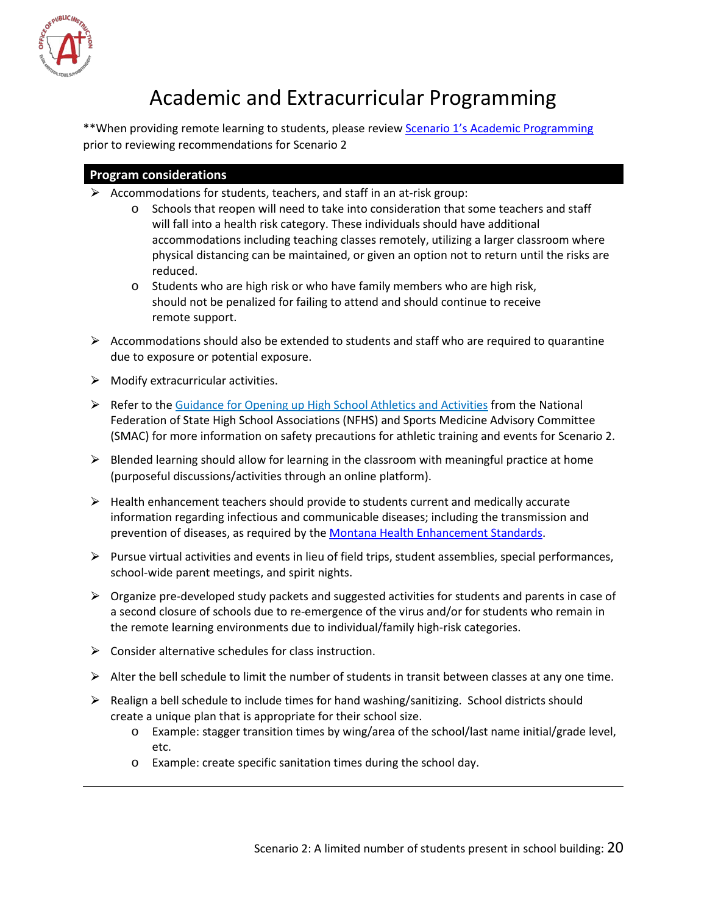# Academic and Extracurricular Programming

**When providing remote learning to students, please review Scenario 1's Academic Programming prior to reviewing recommendations for Scenario 2

## Program considerations

- Accommodations for students, teachers, and staff in an at-risk group:
  - Schools that reopen will need to take into consideration that some teachers and staff will fall into a health risk category. These individuals should have additional accommodations including teaching classes remotely, utilizing a larger classroom where physical distancing can be maintained, or given an option not to return until the risks are reduced.
  - Students who are high risk or who have family members who are high risk, should not be penalized for failing to attend and should continue to receive remote support.
- Accommodations should also be extended to students and staff who are required to quarantine due to exposure or potential exposure.
- Modify extracurricular activities.
- Refer to the Guidance for Opening up High School Athletics and Activities from the National Federation of State High School Associations (NFHS) and Sports Medicine Advisory Committee (SMAC) for more information on safety precautions for athletic training and events for Scenario 2.
- Blended learning should allow for learning in the classroom with meaningful practice at home (purposeful discussions/activities through an online platform).
- Health enhancement teachers should provide to students current and medically accurate information regarding infectious and communicable diseases; including the transmission and prevention of diseases, as required by the Montana Health Enhancement Standards.
- Pursue virtual activities and events in lieu of field trips, student assemblies, special performances, school-wide parent meetings, and spirit nights.
- Organize pre-developed study packets and suggested activities for students and parents in case of a second closure of schools due to re-emergence of the virus and/or for students who remain in the remote learning environments due to individual/family high-risk categories.
- Consider alternative schedules for class instruction.
- Alter the bell schedule to limit the number of students in transit between classes at any one time.
- Realign a bell schedule to include times for hand washing/sanitizing. School districts should create a unique plan that is appropriate for their school size.
  - Example: stagger transition times by wing/area of the school/last name initial/grade level, etc.
  - Example: create specific sanitation times during the school day.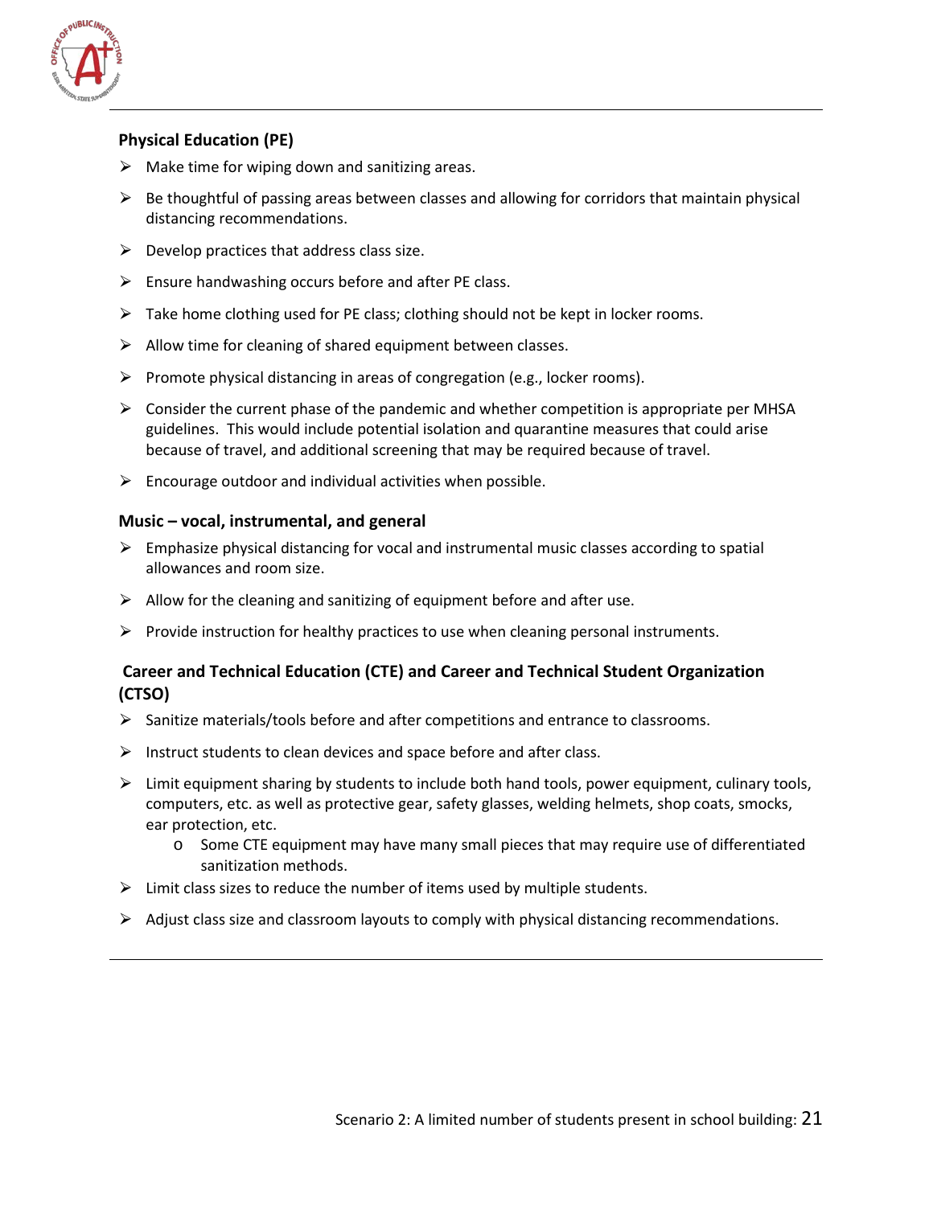### Physical Education (PE)

- Make time for wiping down and sanitizing areas.
- Be thoughtful of passing areas between classes and allowing for corridors that maintain physical distancing recommendations.
- Develop practices that address class size.
- Ensure handwashing occurs before and after PE class.
- Take home clothing used for PE class; clothing should not be kept in locker rooms.
- Allow time for cleaning of shared equipment between classes.
- Promote physical distancing in areas of congregation (e.g., locker rooms).
- Consider the current phase of the pandemic and whether competition is appropriate per MHSA guidelines. This would include potential isolation and quarantine measures that could arise because of travel, and additional screening that may be required because of travel.
- Encourage outdoor and individual activities when possible.

### Music – vocal, instrumental, and general

- Emphasize physical distancing for vocal and instrumental music classes according to spatial allowances and room size.
- Allow for the cleaning and sanitizing of equipment before and after use.
- Provide instruction for healthy practices to use when cleaning personal instruments.

### Career and Technical Education (CTE) and Career and Technical Student Organization (CTSO)

- Sanitize materials/tools before and after competitions and entrance to classrooms.
- Instruct students to clean devices and space before and after class.
- Limit equipment sharing by students to include both hand tools, power equipment, culinary tools, computers, etc. as well as protective gear, safety glasses, welding helmets, shop coats, smocks, ear protection, etc.
  - Some CTE equipment may have many small pieces that may require use of differentiated sanitization methods.
- Limit class sizes to reduce the number of items used by multiple students.
- Adjust class size and classroom layouts to comply with physical distancing recommendations.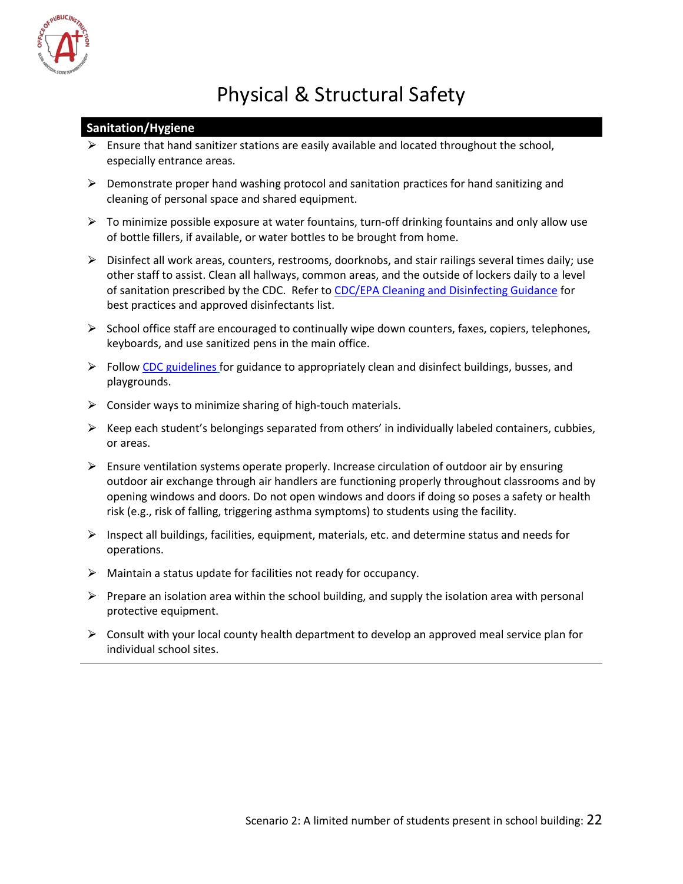# Physical & Structural Safety

## Sanitation/Hygiene

- Ensure that hand sanitizer stations are easily available and located throughout the school, especially entrance areas.
- Demonstrate proper hand washing protocol and sanitation practices for hand sanitizing and cleaning of personal space and shared equipment.
- To minimize possible exposure at water fountains, turn-off drinking fountains and only allow use of bottle fillers, if available, or water bottles to be brought from home.
- Disinfect all work areas, counters, restrooms, doorknobs, and stair railings several times daily; use other staff to assist. Clean all hallways, common areas, and the outside of lockers daily to a level of sanitation prescribed by the CDC. Refer to CDC/EPA Cleaning and Disinfecting Guidance for best practices and approved disinfectants list.
- School office staff are encouraged to continually wipe down counters, faxes, copiers, telephones, keyboards, and use sanitized pens in the main office.
- Follow CDC guidelines for guidance to appropriately clean and disinfect buildings, busses, and playgrounds.
- Consider ways to minimize sharing of high-touch materials.
- Keep each student's belongings separated from others' in individually labeled containers, cubbies, or areas.
- Ensure ventilation systems operate properly. Increase circulation of outdoor air by ensuring outdoor air exchange through air handlers are functioning properly throughout classrooms and by opening windows and doors. Do not open windows and doors if doing so poses a safety or health risk (e.g., risk of falling, triggering asthma symptoms) to students using the facility.
- Inspect all buildings, facilities, equipment, materials, etc. and determine status and needs for operations.
- Maintain a status update for facilities not ready for occupancy.
- Prepare an isolation area within the school building, and supply the isolation area with personal protective equipment.
- Consult with your local county health department to develop an approved meal service plan for individual school sites.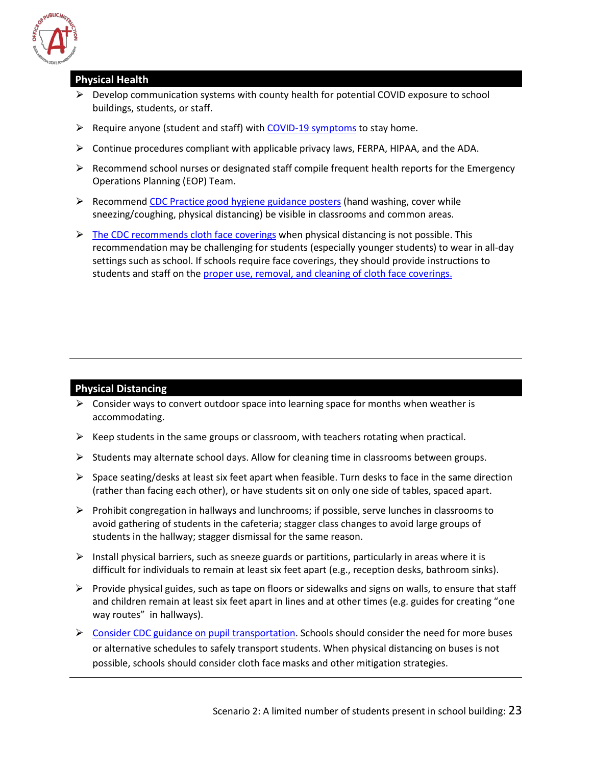## Physical Health

- Develop communication systems with county health for potential COVID exposure to school buildings, students, or staff.
- Require anyone (student and staff) with COVID-19 symptoms to stay home.
- Continue procedures compliant with applicable privacy laws, FERPA, HIPAA, and the ADA.
- Recommend school nurses or designated staff compile frequent health reports for the Emergency Operations Planning (EOP) Team.
- Recommend CDC Practice good hygiene guidance posters (hand washing, cover while sneezing/coughing, physical distancing) be visible in classrooms and common areas.
- The CDC recommends cloth face coverings when physical distancing is not possible. This recommendation may be challenging for students (especially younger students) to wear in all-day settings such as school. If schools require face coverings, they should provide instructions to students and staff on the proper use, removal, and cleaning of cloth face coverings.

## Physical Distancing

- Consider ways to convert outdoor space into learning space for months when weather is accommodating.
- Keep students in the same groups or classroom, with teachers rotating when practical.
- Students may alternate school days. Allow for cleaning time in classrooms between groups.
- Space seating/desks at least six feet apart when feasible. Turn desks to face in the same direction (rather than facing each other), or have students sit on only one side of tables, spaced apart.
- Prohibit congregation in hallways and lunchrooms; if possible, serve lunches in classrooms to avoid gathering of students in the cafeteria; stagger class changes to avoid large groups of students in the hallway; stagger dismissal for the same reason.
- Install physical barriers, such as sneeze guards or partitions, particularly in areas where it is difficult for individuals to remain at least six feet apart (e.g., reception desks, bathroom sinks).
- Provide physical guides, such as tape on floors or sidewalks and signs on walls, to ensure that staff and children remain at least six feet apart in lines and at other times (e.g. guides for creating "one way routes" in hallways).
- Consider CDC guidance on pupil transportation. Schools should consider the need for more buses or alternative schedules to safely transport students. When physical distancing on buses is not possible, schools should consider cloth face masks and other mitigation strategies.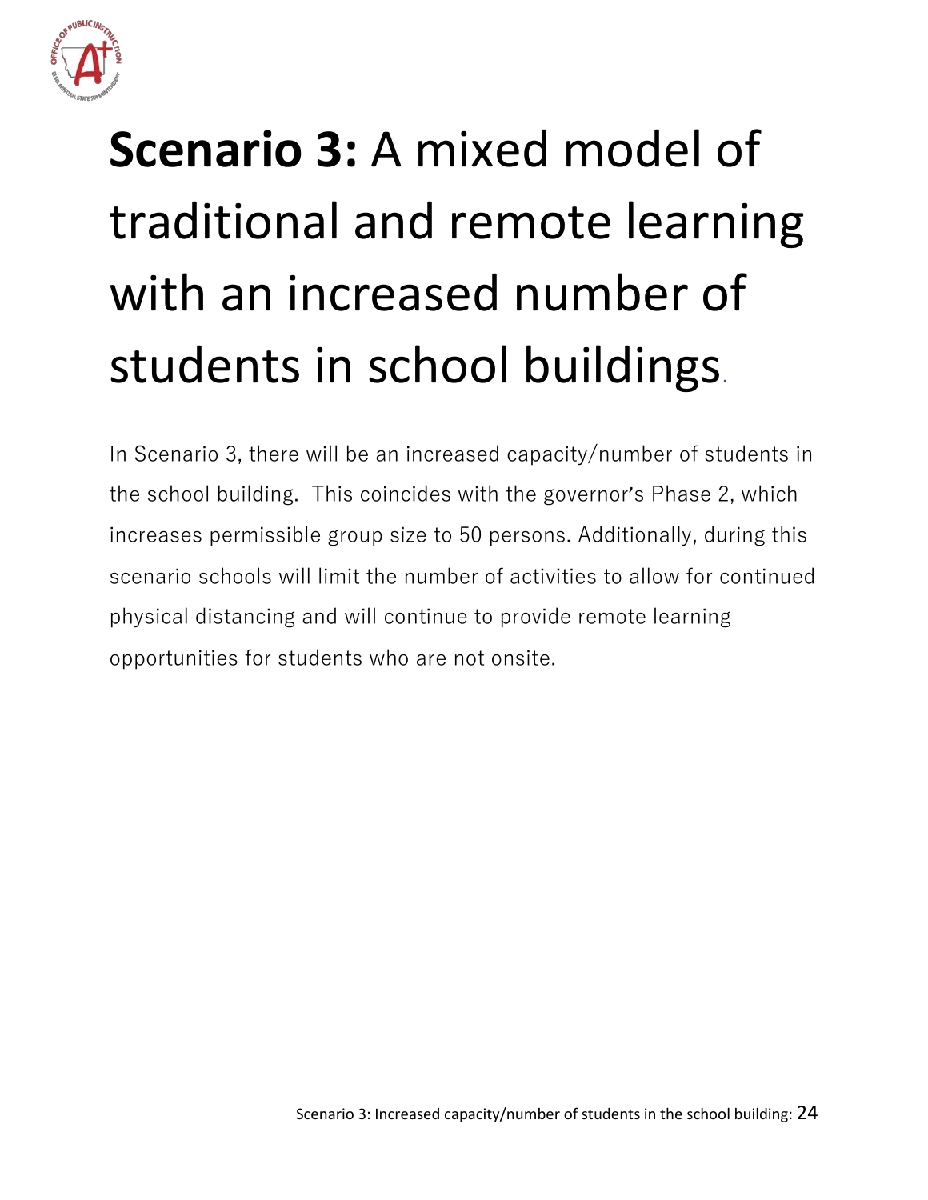# **Scenario 3:** A mixed model of traditional and remote learning with an increased number of students in school buildings.

In Scenario 3, there will be an increased capacity/number of students in the school building. This coincides with the governor's Phase 2, which increases permissible group size to 50 persons. Additionally, during this scenario schools will limit the number of activities to allow for continued physical distancing and will continue to provide remote learning opportunities for students who are not onsite.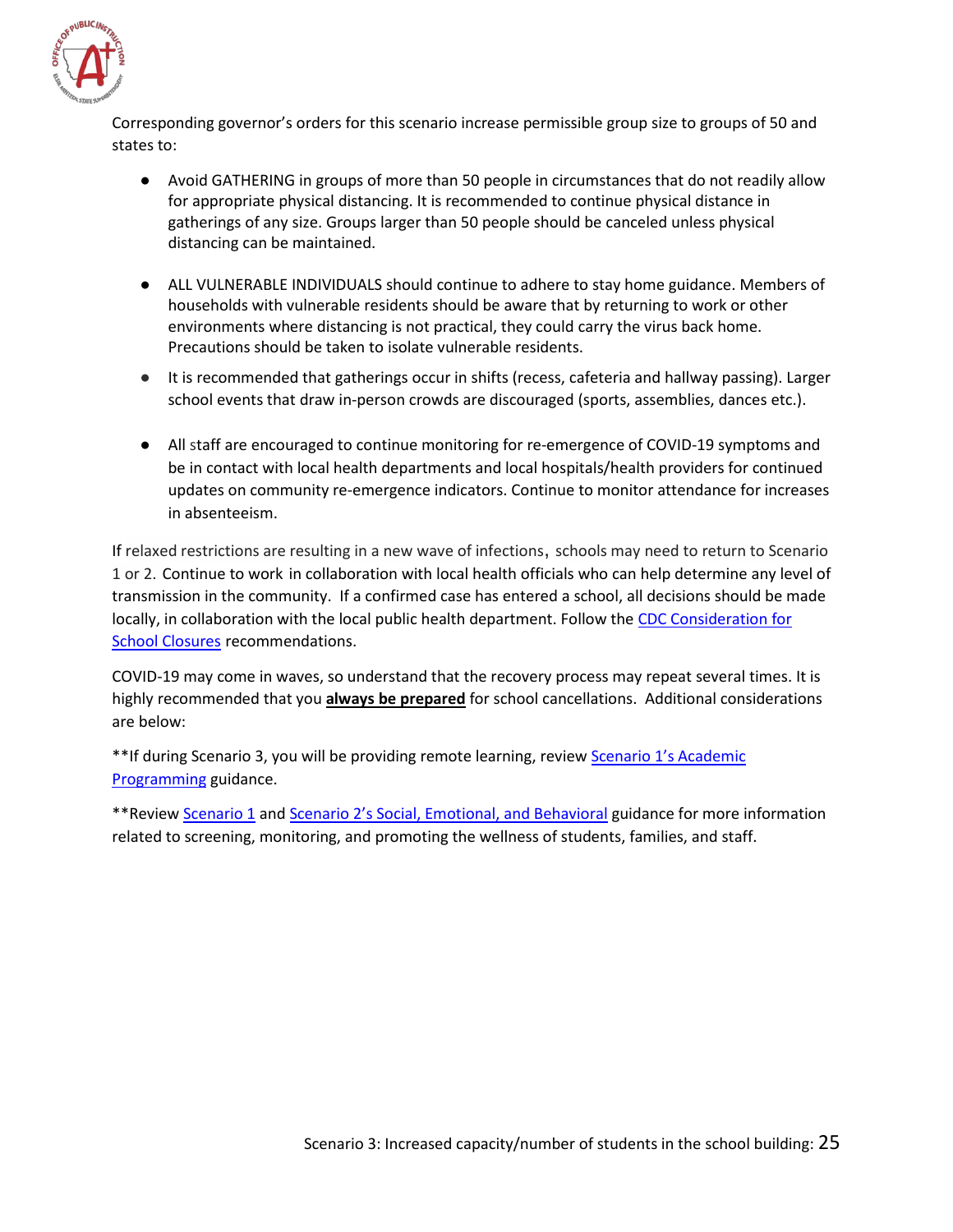Corresponding governor's orders for this scenario increase permissible group size to groups of 50 and states to:

- Avoid GATHERING in groups of more than 50 people in circumstances that do not readily allow for appropriate physical distancing. It is recommended to continue physical distance in gatherings of any size. Groups larger than 50 people should be canceled unless physical distancing can be maintained.
- ALL VULNERABLE INDIVIDUALS should continue to adhere to stay home guidance. Members of households with vulnerable residents should be aware that by returning to work or other environments where distancing is not practical, they could carry the virus back home. Precautions should be taken to isolate vulnerable residents.
- It is recommended that gatherings occur in shifts (recess, cafeteria and hallway passing). Larger school events that draw in-person crowds are discouraged (sports, assemblies, dances etc.).
- All staff are encouraged to continue monitoring for re-emergence of COVID-19 symptoms and be in contact with local health departments and local hospitals/health providers for continued updates on community re-emergence indicators. Continue to monitor attendance for increases in absenteeism.

If relaxed restrictions are resulting in a new wave of infections, schools may need to return to Scenario 1 or 2. Continue to work in collaboration with local health officials who can help determine any level of transmission in the community. If a confirmed case has entered a school, all decisions should be made locally, in collaboration with the local public health department. Follow the CDC Consideration for School Closures recommendations.

COVID-19 may come in waves, so understand that the recovery process may repeat several times. It is highly recommended that you **always be prepared** for school cancellations. Additional considerations are below:

**If during Scenario 3, you will be providing remote learning, review Scenario 1's Academic Programming guidance.

**Review Scenario 1 and Scenario 2's Social, Emotional, and Behavioral guidance for more information related to screening, monitoring, and promoting the wellness of students, families, and staff.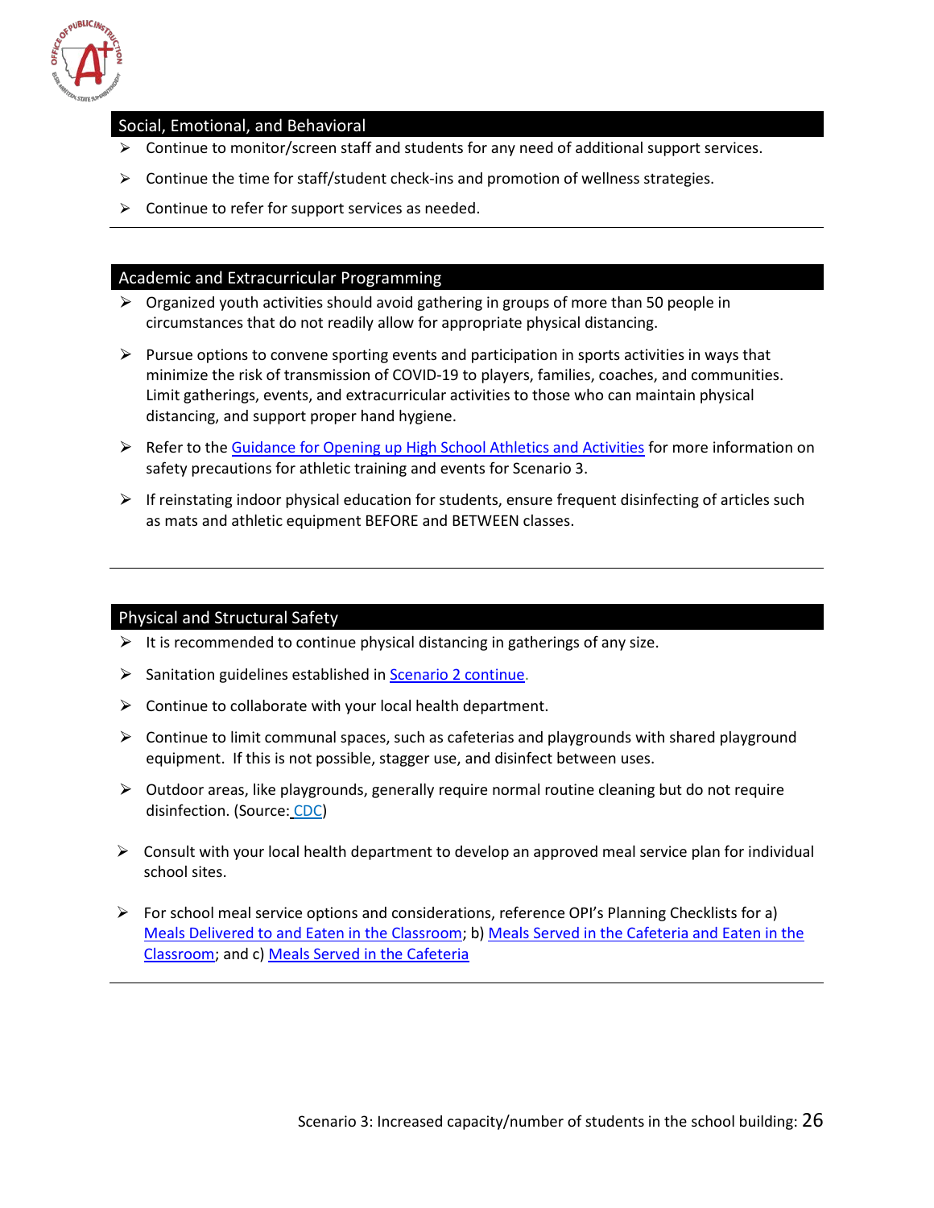## Social, Emotional, and Behavioral

- Continue to monitor/screen staff and students for any need of additional support services.
- Continue the time for staff/student check-ins and promotion of wellness strategies.
- Continue to refer for support services as needed.

## Academic and Extracurricular Programming

- Organized youth activities should avoid gathering in groups of more than 50 people in circumstances that do not readily allow for appropriate physical distancing.
- Pursue options to convene sporting events and participation in sports activities in ways that minimize the risk of transmission of COVID-19 to players, families, coaches, and communities. Limit gatherings, events, and extracurricular activities to those who can maintain physical distancing, and support proper hand hygiene.
- Refer to the Guidance for Opening up High School Athletics and Activities for more information on safety precautions for athletic training and events for Scenario 3.
- If reinstating indoor physical education for students, ensure frequent disinfecting of articles such as mats and athletic equipment BEFORE and BETWEEN classes.

## Physical and Structural Safety

- It is recommended to continue physical distancing in gatherings of any size.
- Sanitation guidelines established in Scenario 2 continue.
- Continue to collaborate with your local health department.
- Continue to limit communal spaces, such as cafeterias and playgrounds with shared playground equipment. If this is not possible, stagger use, and disinfect between uses.
- Outdoor areas, like playgrounds, generally require normal routine cleaning but do not require disinfection. (Source: CDC)
- Consult with your local health department to develop an approved meal service plan for individual school sites.
- For school meal service options and considerations, reference OPI's Planning Checklists for a) Meals Delivered to and Eaten in the Classroom; b) Meals Served in the Cafeteria and Eaten in the Classroom; and c) Meals Served in the Cafeteria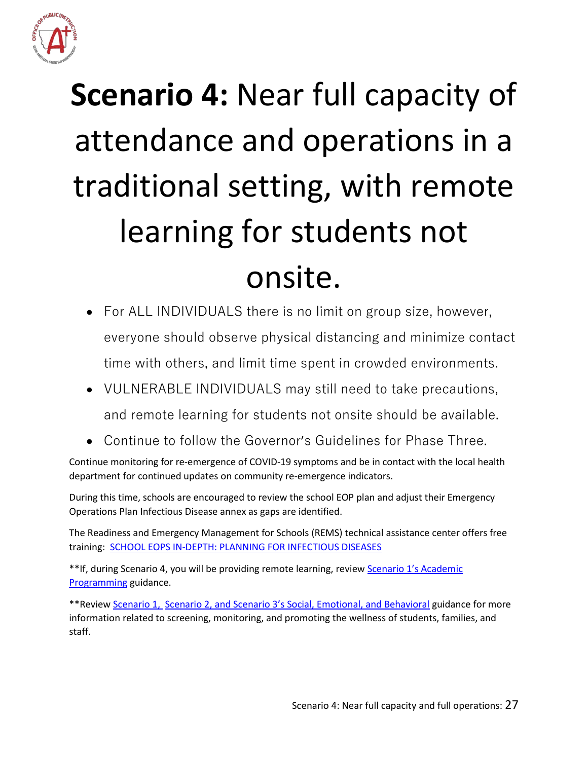# **Scenario 4:** Near full capacity of attendance and operations in a traditional setting, with remote learning for students not onsite.

- For ALL INDIVIDUALS there is no limit on group size, however, everyone should observe physical distancing and minimize contact time with others, and limit time spent in crowded environments.
- VULNERABLE INDIVIDUALS may still need to take precautions, and remote learning for students not onsite should be available.
- Continue to follow the Governor's Guidelines for Phase Three.

Continue monitoring for re-emergence of COVID-19 symptoms and be in contact with the local health department for continued updates on community re-emergence indicators.

During this time, schools are encouraged to review the school EOP plan and adjust their Emergency Operations Plan Infectious Disease annex as gaps are identified.

The Readiness and Emergency Management for Schools (REMS) technical assistance center offers free training: SCHOOL EOPS IN-DEPTH: PLANNING FOR INFECTIOUS DISEASES

**If, during Scenario 4, you will be providing remote learning, review Scenario 1's Academic Programming guidance.

**Review Scenario 1, Scenario 2, and Scenario 3's Social, Emotional, and Behavioral guidance for more information related to screening, monitoring, and promoting the wellness of students, families, and staff.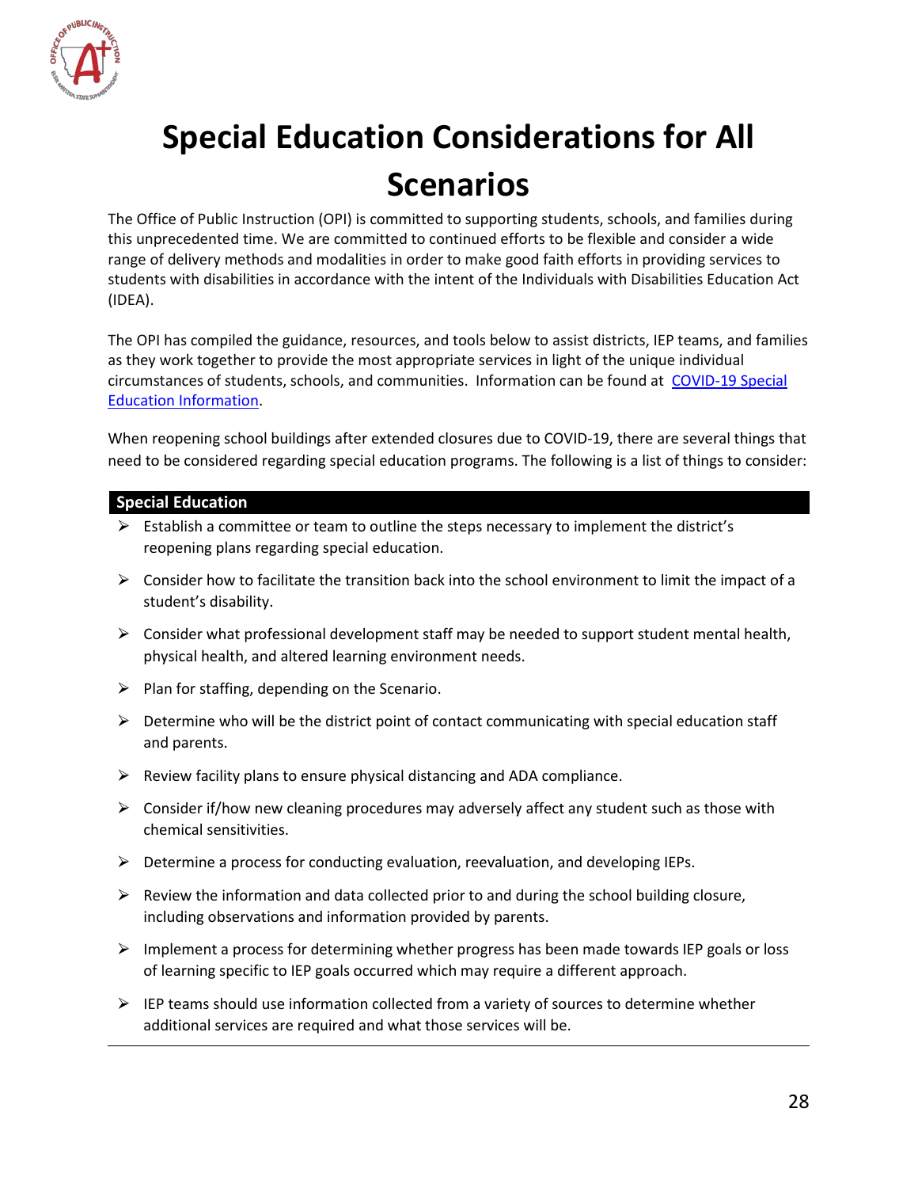# Special Education Considerations for All Scenarios

The Office of Public Instruction (OPI) is committed to supporting students, schools, and families during this unprecedented time. We are committed to continued efforts to be flexible and consider a wide range of delivery methods and modalities in order to make good faith efforts in providing services to students with disabilities in accordance with the intent of the Individuals with Disabilities Education Act (IDEA).

The OPI has compiled the guidance, resources, and tools below to assist districts, IEP teams, and families as they work together to provide the most appropriate services in light of the unique individual circumstances of students, schools, and communities. Information can be found at [COVID-19 Special Education Information](#).

When reopening school buildings after extended closures due to COVID-19, there are several things that need to be considered regarding special education programs. The following is a list of things to consider:

| Special Education |
| --- |

- Establish a committee or team to outline the steps necessary to implement the district's reopening plans regarding special education.
- Consider how to facilitate the transition back into the school environment to limit the impact of a student's disability.
- Consider what professional development staff may be needed to support student mental health, physical health, and altered learning environment needs.
- Plan for staffing, depending on the Scenario.
- Determine who will be the district point of contact communicating with special education staff and parents.
- Review facility plans to ensure physical distancing and ADA compliance.
- Consider if/how new cleaning procedures may adversely affect any student such as those with chemical sensitivities.
- Determine a process for conducting evaluation, reevaluation, and developing IEPs.
- Review the information and data collected prior to and during the school building closure, including observations and information provided by parents.
- Implement a process for determining whether progress has been made towards IEP goals or loss of learning specific to IEP goals occurred which may require a different approach.
- IEP teams should use information collected from a variety of sources to determine whether additional services are required and what those services will be.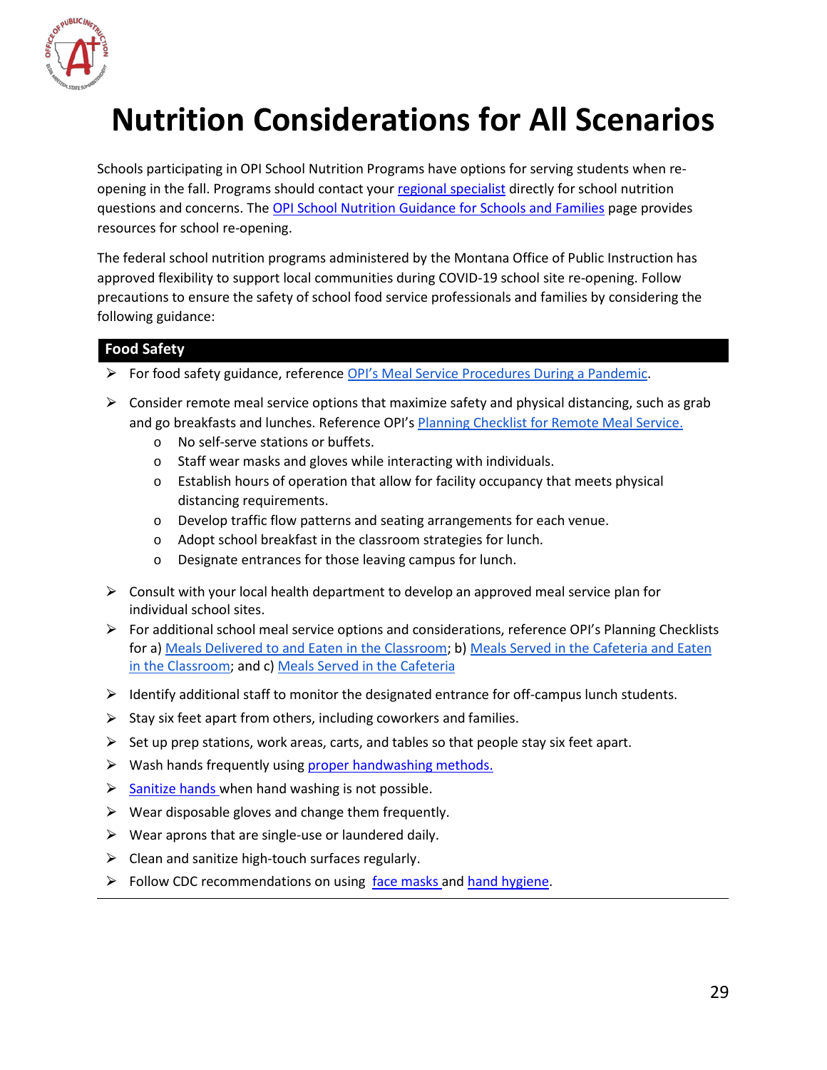# Nutrition Considerations for All Scenarios

Schools participating in OPI School Nutrition Programs have options for serving students when re-opening in the fall. Programs should contact your regional specialist directly for school nutrition questions and concerns. The OPI School Nutrition Guidance for Schools and Families page provides resources for school re-opening.

The federal school nutrition programs administered by the Montana Office of Public Instruction has approved flexibility to support local communities during COVID-19 school site re-opening. Follow precautions to ensure the safety of school food service professionals and families by considering the following guidance:

## Food Safety

- For food safety guidance, reference OPI's Meal Service Procedures During a Pandemic.
- Consider remote meal service options that maximize safety and physical distancing, such as grab and go breakfasts and lunches. Reference OPI's Planning Checklist for Remote Meal Service.
  - No self-serve stations or buffets.
  - Staff wear masks and gloves while interacting with individuals.
  - Establish hours of operation that allow for facility occupancy that meets physical distancing requirements.
  - Develop traffic flow patterns and seating arrangements for each venue.
  - Adopt school breakfast in the classroom strategies for lunch.
  - Designate entrances for those leaving campus for lunch.
- Consult with your local health department to develop an approved meal service plan for individual school sites.
- For additional school meal service options and considerations, reference OPI's Planning Checklists for a) Meals Delivered to and Eaten in the Classroom; b) Meals Served in the Cafeteria and Eaten in the Classroom; and c) Meals Served in the Cafeteria
- Identify additional staff to monitor the designated entrance for off-campus lunch students.
- Stay six feet apart from others, including coworkers and families.
- Set up prep stations, work areas, carts, and tables so that people stay six feet apart.
- Wash hands frequently using proper handwashing methods.
- Sanitize hands when hand washing is not possible.
- Wear disposable gloves and change them frequently.
- Wear aprons that are single-use or laundered daily.
- Clean and sanitize high-touch surfaces regularly.
- Follow CDC recommendations on using face masks and hand hygiene.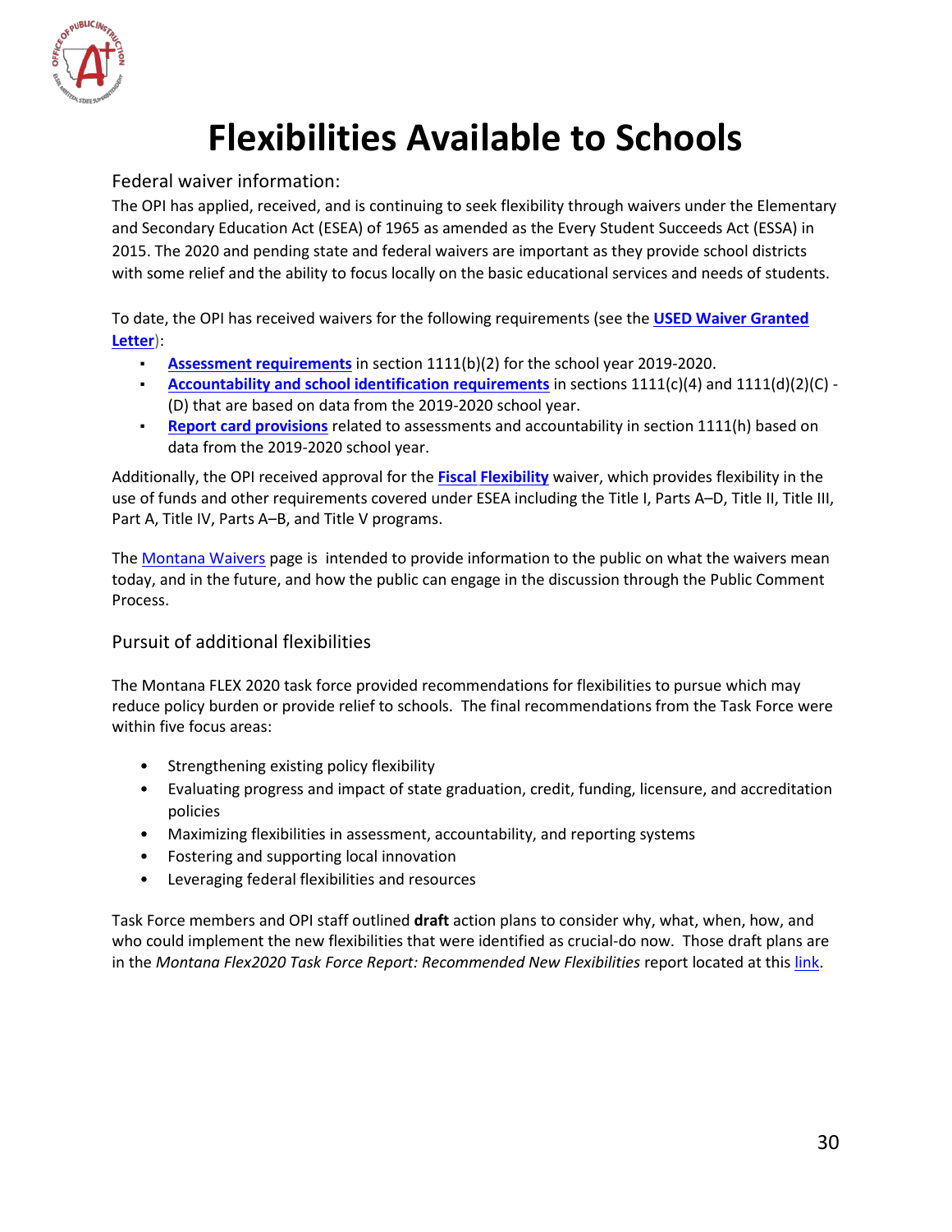# Flexibilities Available to Schools

## Federal waiver information:

The OPI has applied, received, and is continuing to seek flexibility through waivers under the Elementary and Secondary Education Act (ESEA) of 1965 as amended as the Every Student Succeeds Act (ESSA) in 2015. The 2020 and pending state and federal waivers are important as they provide school districts with some relief and the ability to focus locally on the basic educational services and needs of students.

To date, the OPI has received waivers for the following requirements (see the **USED Waiver Granted Letter**):

- **Assessment requirements** in section 1111(b)(2) for the school year 2019-2020.
- **Accountability and school identification requirements** in sections 1111(c)(4) and 1111(d)(2)(C) - (D) that are based on data from the 2019-2020 school year.
- **Report card provisions** related to assessments and accountability in section 1111(h) based on data from the 2019-2020 school year.

Additionally, the OPI received approval for the **Fiscal Flexibility** waiver, which provides flexibility in the use of funds and other requirements covered under ESEA including the Title I, Parts A–D, Title II, Title III, Part A, Title IV, Parts A–B, and Title V programs.

The Montana Waivers page is intended to provide information to the public on what the waivers mean today, and in the future, and how the public can engage in the discussion through the Public Comment Process.

## Pursuit of additional flexibilities

The Montana FLEX 2020 task force provided recommendations for flexibilities to pursue which may reduce policy burden or provide relief to schools. The final recommendations from the Task Force were within five focus areas:

- Strengthening existing policy flexibility
- Evaluating progress and impact of state graduation, credit, funding, licensure, and accreditation policies
- Maximizing flexibilities in assessment, accountability, and reporting systems
- Fostering and supporting local innovation
- Leveraging federal flexibilities and resources

Task Force members and OPI staff outlined **draft** action plans to consider why, what, when, how, and who could implement the new flexibilities that were identified as crucial-do now. Those draft plans are in the *Montana Flex2020 Task Force Report: Recommended New Flexibilities* report located at this link.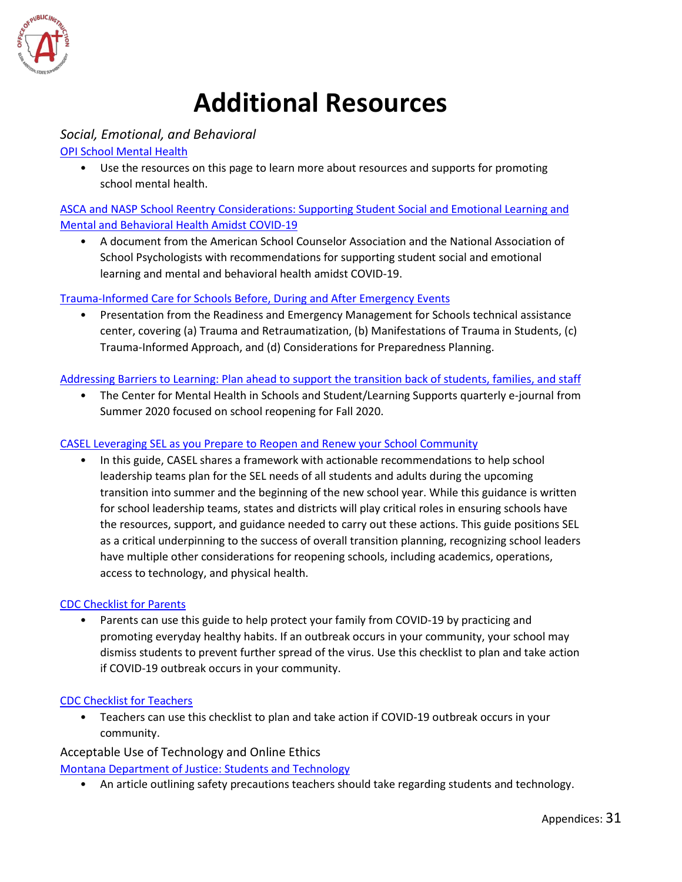# Additional Resources

*Social, Emotional, and Behavioral*

OPI School Mental Health

- Use the resources on this page to learn more about resources and supports for promoting school mental health.

ASCA and NASP School Reentry Considerations: Supporting Student Social and Emotional Learning and Mental and Behavioral Health Amidst COVID-19

- A document from the American School Counselor Association and the National Association of School Psychologists with recommendations for supporting student social and emotional learning and mental and behavioral health amidst COVID-19.

Trauma-Informed Care for Schools Before, During and After Emergency Events

- Presentation from the Readiness and Emergency Management for Schools technical assistance center, covering (a) Trauma and Retraumatization, (b) Manifestations of Trauma in Students, (c) Trauma-Informed Approach, and (d) Considerations for Preparedness Planning.

Addressing Barriers to Learning: Plan ahead to support the transition back of students, families, and staff

- The Center for Mental Health in Schools and Student/Learning Supports quarterly e-journal from Summer 2020 focused on school reopening for Fall 2020.

CASEL Leveraging SEL as you Prepare to Reopen and Renew your School Community

- In this guide, CASEL shares a framework with actionable recommendations to help school leadership teams plan for the SEL needs of all students and adults during the upcoming transition into summer and the beginning of the new school year. While this guidance is written for school leadership teams, states and districts will play critical roles in ensuring schools have the resources, support, and guidance needed to carry out these actions. This guide positions SEL as a critical underpinning to the success of overall transition planning, recognizing school leaders have multiple other considerations for reopening schools, including academics, operations, access to technology, and physical health.

CDC Checklist for Parents

- Parents can use this guide to help protect your family from COVID-19 by practicing and promoting everyday healthy habits. If an outbreak occurs in your community, your school may dismiss students to prevent further spread of the virus. Use this checklist to plan and take action if COVID-19 outbreak occurs in your community.

CDC Checklist for Teachers

- Teachers can use this checklist to plan and take action if COVID-19 outbreak occurs in your community.

Acceptable Use of Technology and Online Ethics

Montana Department of Justice: Students and Technology

- An article outlining safety precautions teachers should take regarding students and technology.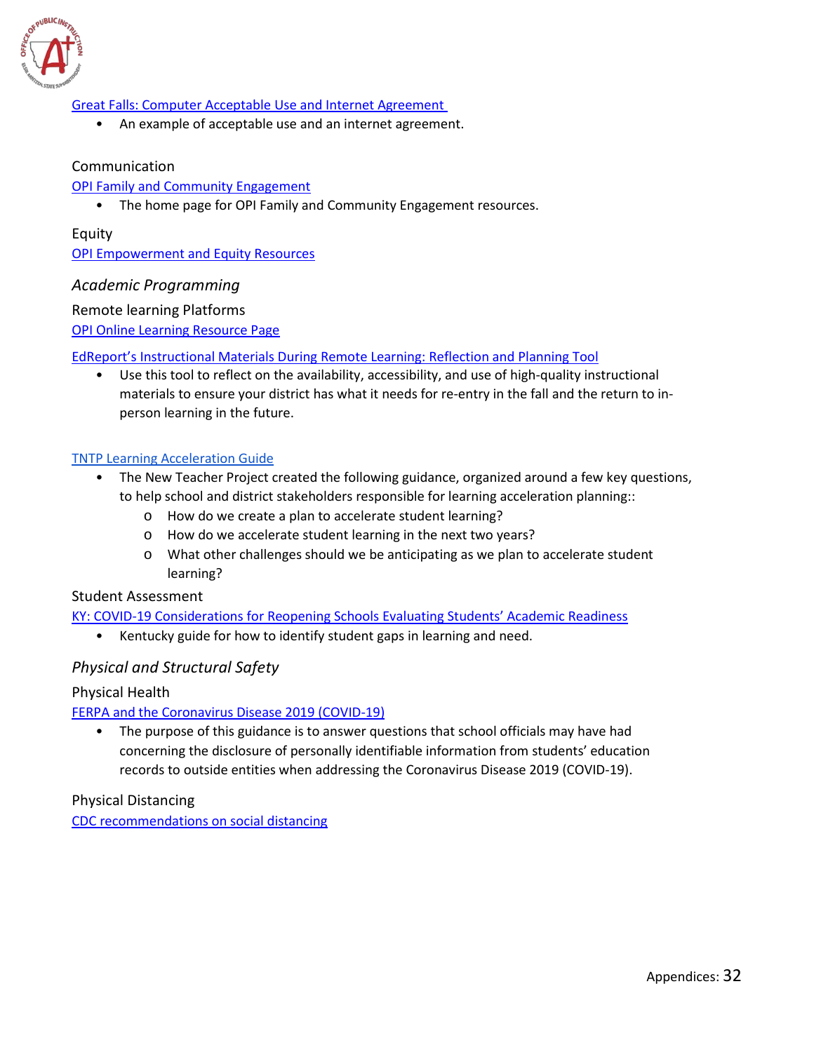[Great Falls: Computer Acceptable Use and Internet Agreement]

- An example of acceptable use and an internet agreement.

Communication

[OPI Family and Community Engagement]

- The home page for OPI Family and Community Engagement resources.

Equity

[OPI Empowerment and Equity Resources]

### *Academic Programming*

Remote learning Platforms

[OPI Online Learning Resource Page]

[EdReport's Instructional Materials During Remote Learning: Reflection and Planning Tool]

- Use this tool to reflect on the availability, accessibility, and use of high-quality instructional materials to ensure your district has what it needs for re-entry in the fall and the return to in-person learning in the future.

[TNTP Learning Acceleration Guide]

- The New Teacher Project created the following guidance, organized around a few key questions, to help school and district stakeholders responsible for learning acceleration planning::
  - How do we create a plan to accelerate student learning?
  - How do we accelerate student learning in the next two years?
  - What other challenges should we be anticipating as we plan to accelerate student learning?

Student Assessment

[KY: COVID-19 Considerations for Reopening Schools Evaluating Students' Academic Readiness]

- Kentucky guide for how to identify student gaps in learning and need.

### *Physical and Structural Safety*

Physical Health

[FERPA and the Coronavirus Disease 2019 (COVID-19)]

- The purpose of this guidance is to answer questions that school officials may have had concerning the disclosure of personally identifiable information from students' education records to outside entities when addressing the Coronavirus Disease 2019 (COVID-19).

Physical Distancing

[CDC recommendations on social distancing]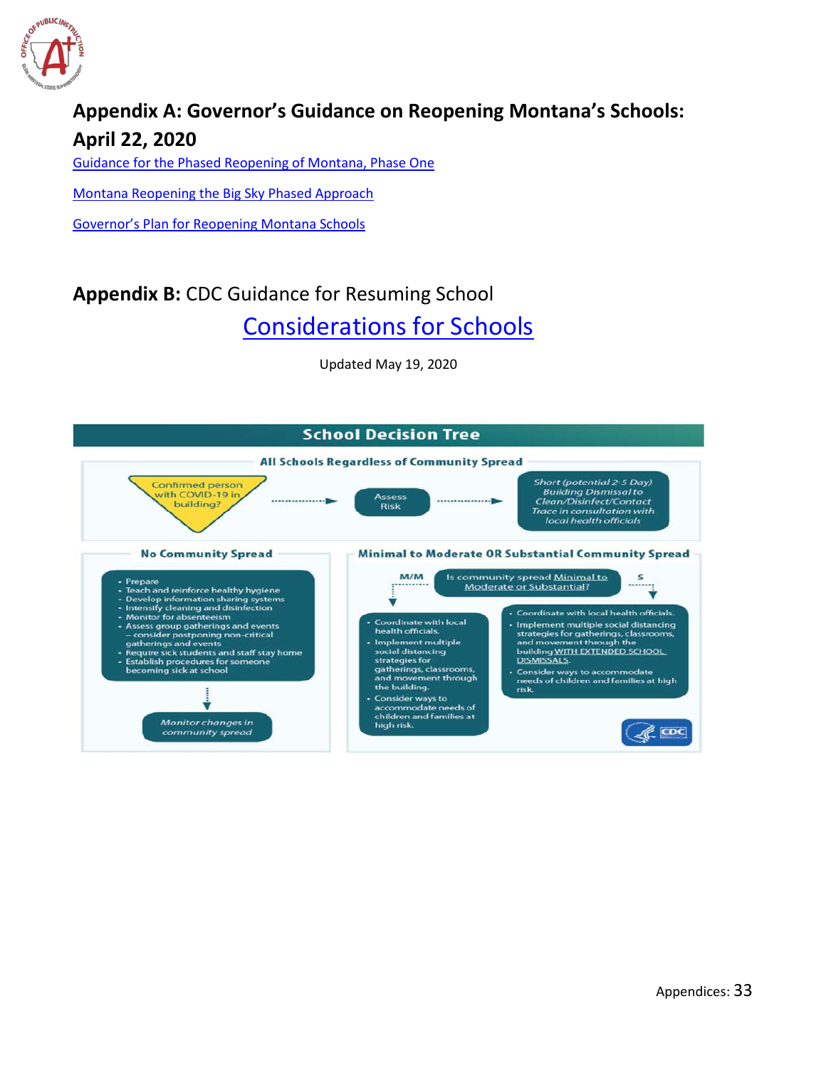## Appendix A: Governor's Guidance on Reopening Montana's Schools: April 22, 2020

Guidance for the Phased Reopening of Montana, Phase One

Montana Reopening the Big Sky Phased Approach

Governor's Plan for Reopening Montana Schools

## **Appendix B:** CDC Guidance for Resuming School

### Considerations for Schools

Updated May 19, 2020

### School Decision Tree

**All Schools Regardless of Community Spread**

Confirmed person with COVID-19 in building? → Assess Risk → *Short (potential 2-5 Day) Building Dismissal to Clean/Disinfect/Contact Trace in consultation with local health officials*

**No Community Spread**

- Prepare
- Teach and reinforce healthy hygiene
- Develop information sharing systems
- Intensify cleaning and disinfection
- Monitor for absenteeism
- Assess group gatherings and events – consider postponing non-critical gatherings and events
- Require sick students and staff stay home
- Establish procedures for someone becoming sick at school

↓

*Monitor changes in community spread*

**Minimal to Moderate OR Substantial Community Spread**

Is community spread Minimal to Moderate or Substantial?

M/M:

- Coordinate with local health officials.
- Implement multiple social distancing strategies for gatherings, classrooms, and movement through the building.
- Consider ways to accommodate needs of children and families at high risk.

S:

- Coordinate with local health officials.
- Implement multiple social distancing strategies for gatherings, classrooms, and movement through the building WITH EXTENDED SCHOOL DISMISSALS.
- Consider ways to accommodate needs of children and families at high risk.

CDC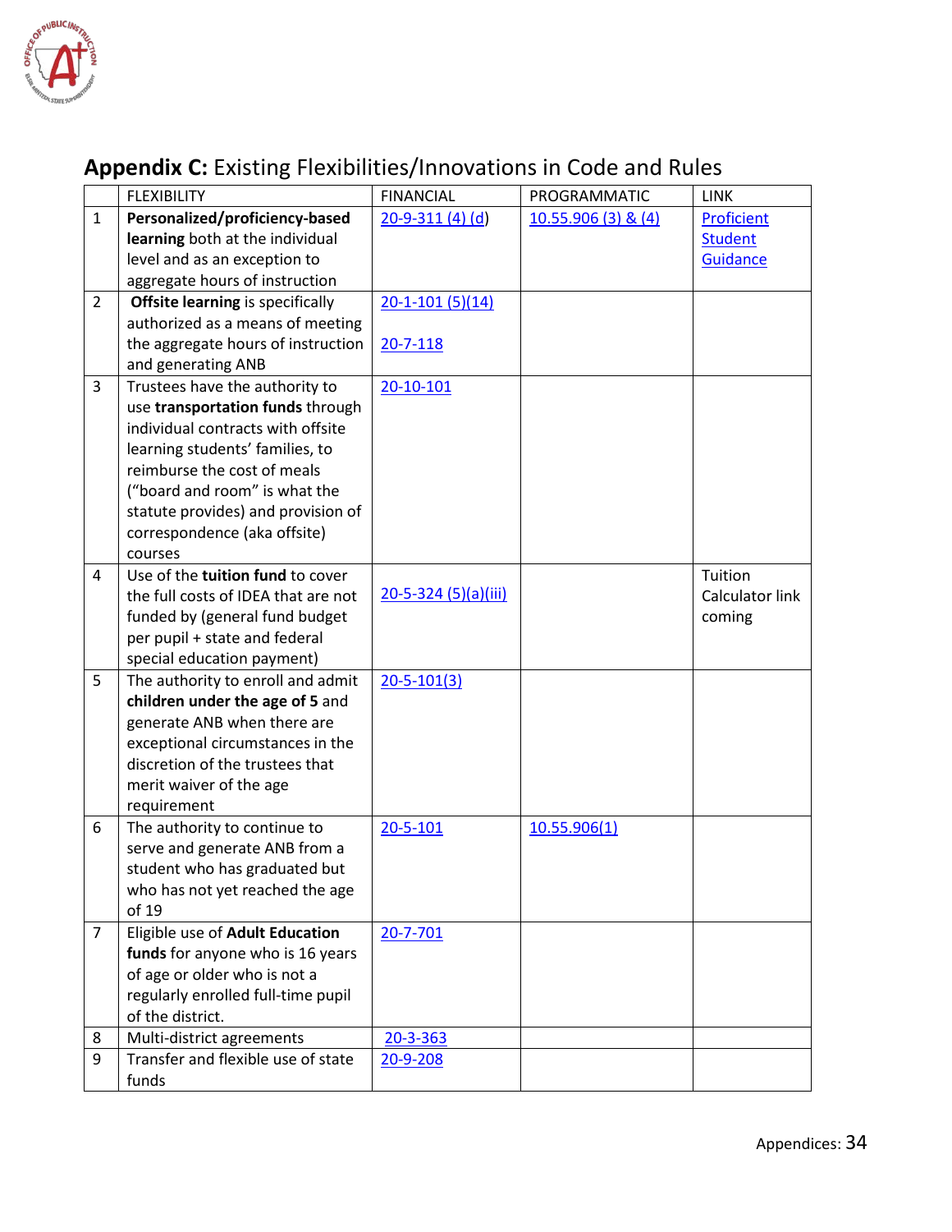## **Appendix C:** Existing Flexibilities/Innovations in Code and Rules

| | FLEXIBILITY | FINANCIAL | PROGRAMMATIC | LINK |
|---|---|---|---|---|
| 1 | **Personalized/proficiency-based learning** both at the individual level and as an exception to aggregate hours of instruction | 20-9-311 (4) (d) | 10.55.906 (3) & (4) | Proficient Student Guidance |
| 2 | **Offsite learning** is specifically authorized as a means of meeting the aggregate hours of instruction and generating ANB | 20-1-101 (5)(14)<br><br>20-7-118 | | |
| 3 | Trustees have the authority to use **transportation funds** through individual contracts with offsite learning students' families, to reimburse the cost of meals ("board and room" is what the statute provides) and provision of correspondence (aka offsite) courses | 20-10-101 | | |
| 4 | Use of the **tuition fund** to cover the full costs of IDEA that are not funded by (general fund budget per pupil + state and federal special education payment) | 20-5-324 (5)(a)(iii) | | Tuition Calculator link coming |
| 5 | The authority to enroll and admit **children under the age of 5** and generate ANB when there are exceptional circumstances in the discretion of the trustees that merit waiver of the age requirement | 20-5-101(3) | | |
| 6 | The authority to continue to serve and generate ANB from a student who has graduated but who has not yet reached the age of 19 | 20-5-101 | 10.55.906(1) | |
| 7 | Eligible use of **Adult Education funds** for anyone who is 16 years of age or older who is not a regularly enrolled full-time pupil of the district. | 20-7-701 | | |
| 8 | Multi-district agreements | 20-3-363 | | |
| 9 | Transfer and flexible use of state funds | 20-9-208 | | |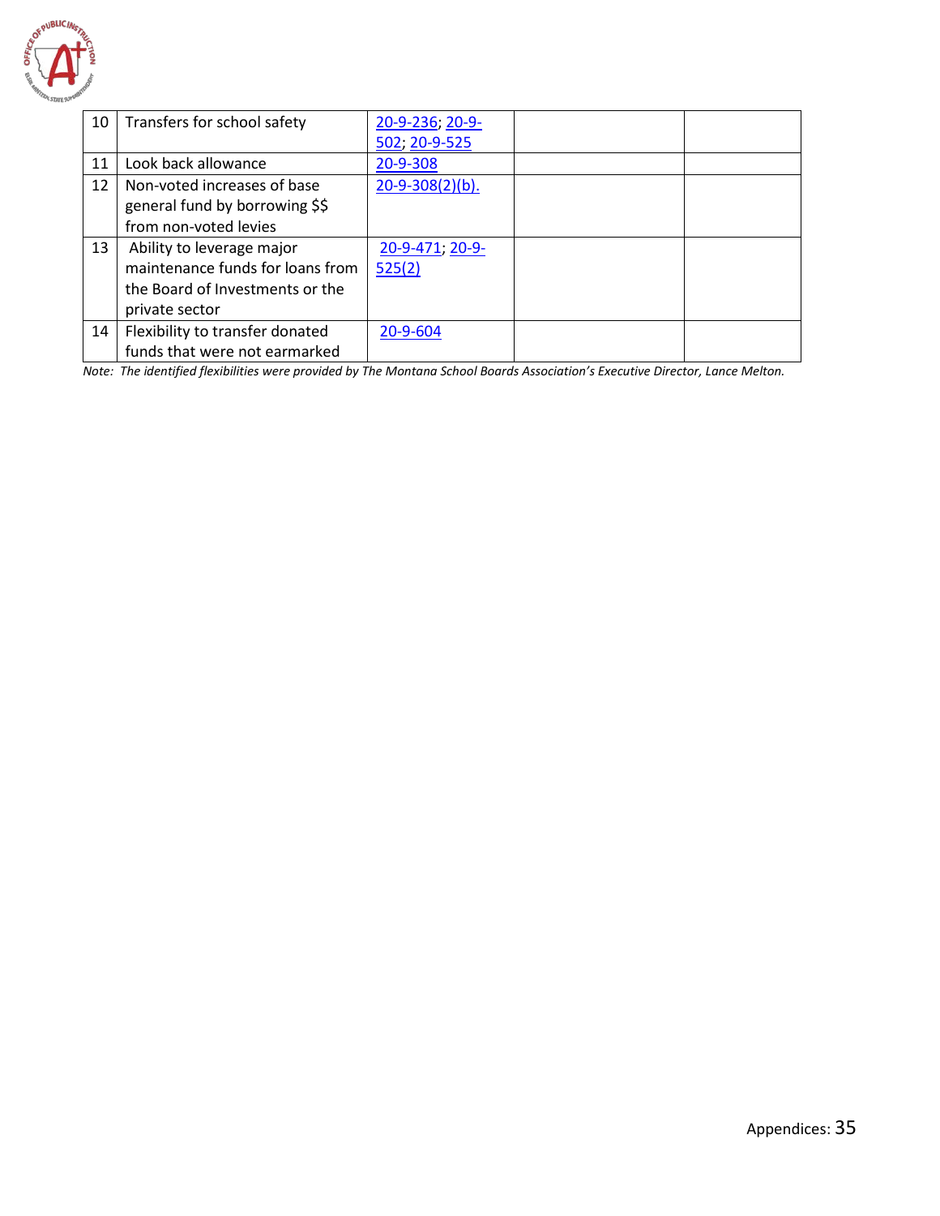| 10 | Transfers for school safety | 20-9-236; 20-9-502; 20-9-525 | | |
|---|---|---|---|---|
| 11 | Look back allowance | 20-9-308 | | |
| 12 | Non-voted increases of base general fund by borrowing $$ from non-voted levies | 20-9-308(2)(b). | | |
| 13 | Ability to leverage major maintenance funds for loans from the Board of Investments or the private sector | 20-9-471; 20-9-525(2) | | |
| 14 | Flexibility to transfer donated funds that were not earmarked | 20-9-604 | | |

*Note: The identified flexibilities were provided by The Montana School Boards Association's Executive Director, Lance Melton.*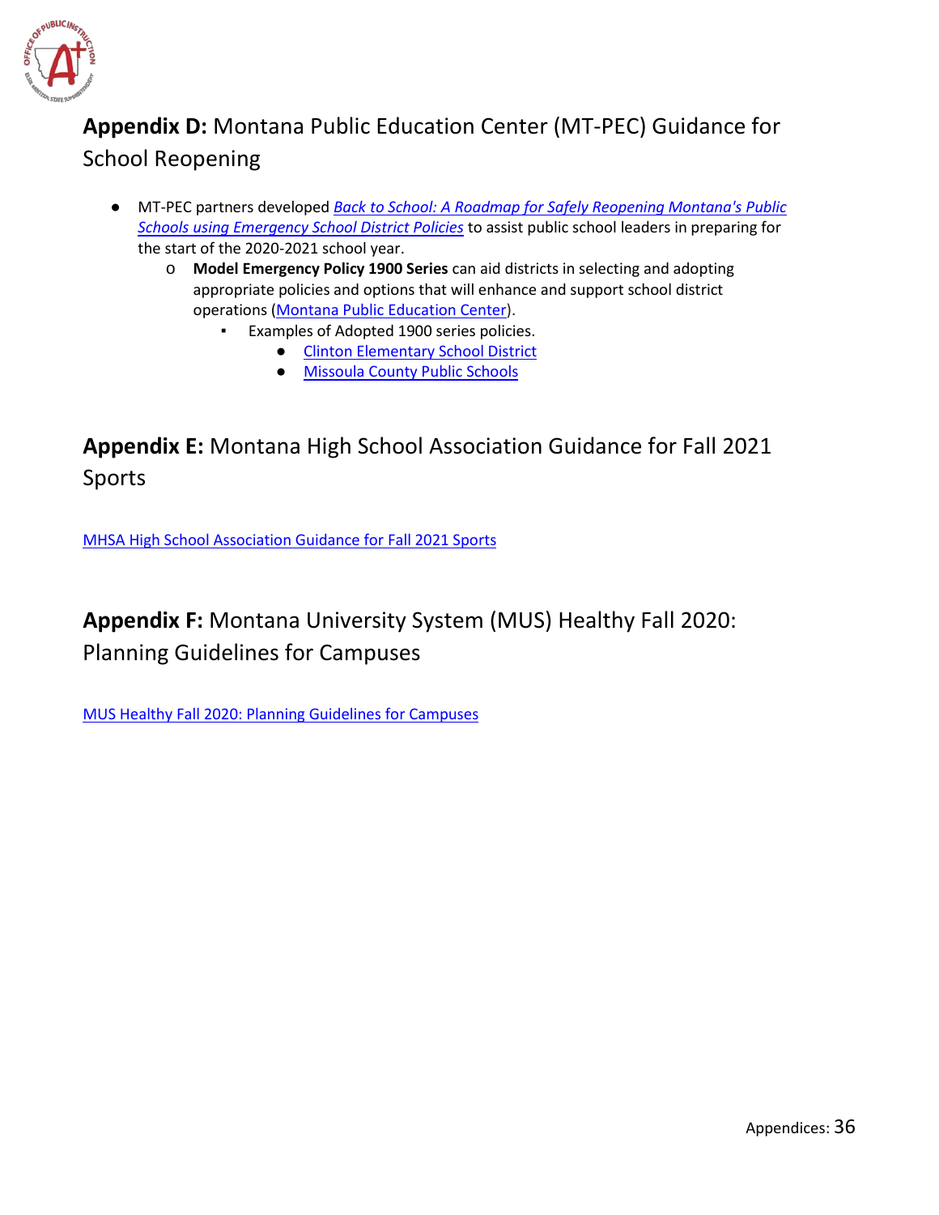## **Appendix D:** Montana Public Education Center (MT-PEC) Guidance for School Reopening

- MT-PEC partners developed *Back to School: A Roadmap for Safely Reopening Montana's Public Schools using Emergency School District Policies* to assist public school leaders in preparing for the start of the 2020-2021 school year.
  - **Model Emergency Policy 1900 Series** can aid districts in selecting and adopting appropriate policies and options that will enhance and support school district operations (Montana Public Education Center).
    - Examples of Adopted 1900 series policies.
      - Clinton Elementary School District
      - Missoula County Public Schools

## **Appendix E:** Montana High School Association Guidance for Fall 2021 Sports

MHSA High School Association Guidance for Fall 2021 Sports

## **Appendix F:** Montana University System (MUS) Healthy Fall 2020: Planning Guidelines for Campuses

MUS Healthy Fall 2020: Planning Guidelines for Campuses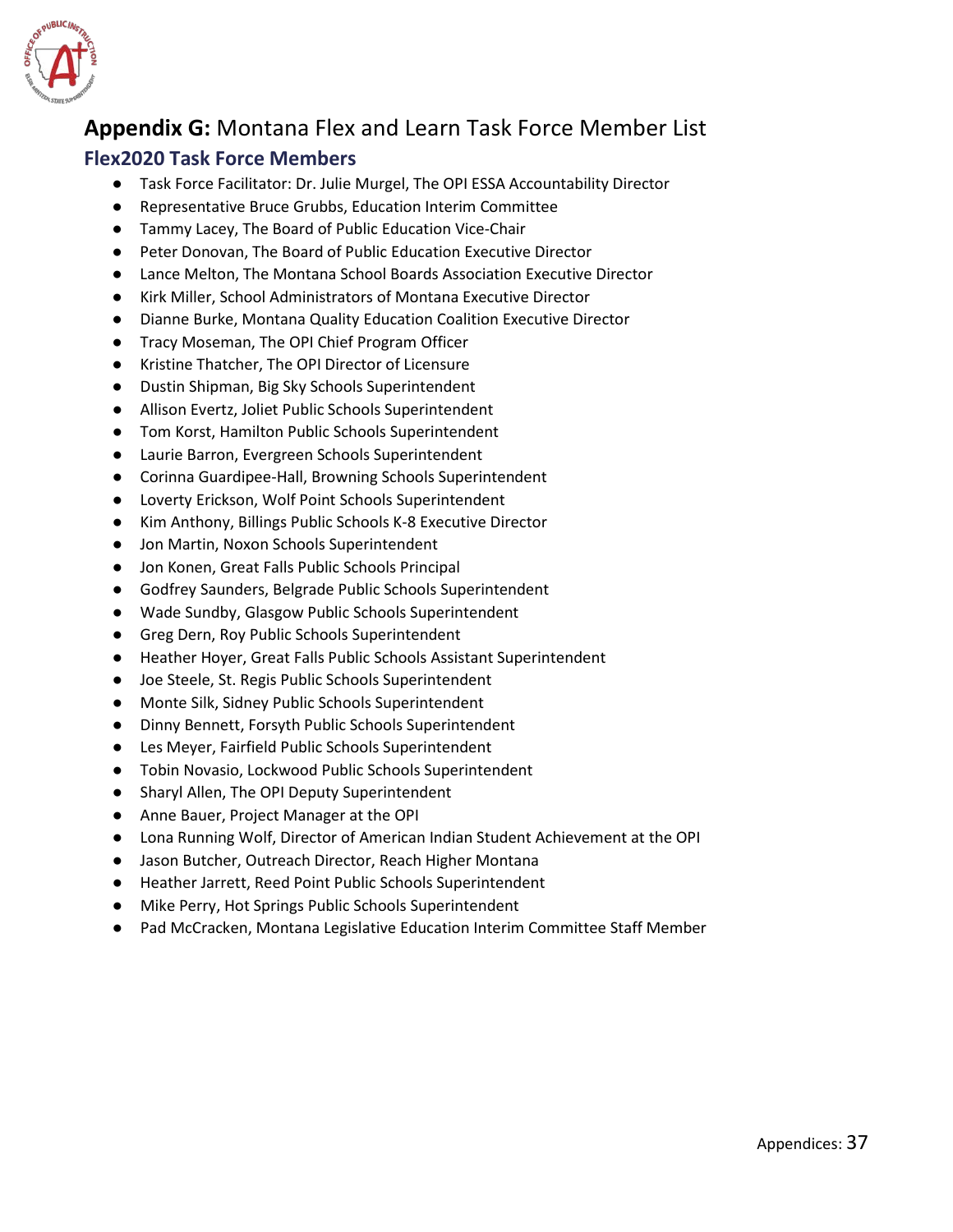## **Appendix G:** Montana Flex and Learn Task Force Member List

### Flex2020 Task Force Members

- Task Force Facilitator: Dr. Julie Murgel, The OPI ESSA Accountability Director
- Representative Bruce Grubbs, Education Interim Committee
- Tammy Lacey, The Board of Public Education Vice-Chair
- Peter Donovan, The Board of Public Education Executive Director
- Lance Melton, The Montana School Boards Association Executive Director
- Kirk Miller, School Administrators of Montana Executive Director
- Dianne Burke, Montana Quality Education Coalition Executive Director
- Tracy Moseman, The OPI Chief Program Officer
- Kristine Thatcher, The OPI Director of Licensure
- Dustin Shipman, Big Sky Schools Superintendent
- Allison Evertz, Joliet Public Schools Superintendent
- Tom Korst, Hamilton Public Schools Superintendent
- Laurie Barron, Evergreen Schools Superintendent
- Corinna Guardipee-Hall, Browning Schools Superintendent
- Loverty Erickson, Wolf Point Schools Superintendent
- Kim Anthony, Billings Public Schools K-8 Executive Director
- Jon Martin, Noxon Schools Superintendent
- Jon Konen, Great Falls Public Schools Principal
- Godfrey Saunders, Belgrade Public Schools Superintendent
- Wade Sundby, Glasgow Public Schools Superintendent
- Greg Dern, Roy Public Schools Superintendent
- Heather Hoyer, Great Falls Public Schools Assistant Superintendent
- Joe Steele, St. Regis Public Schools Superintendent
- Monte Silk, Sidney Public Schools Superintendent
- Dinny Bennett, Forsyth Public Schools Superintendent
- Les Meyer, Fairfield Public Schools Superintendent
- Tobin Novasio, Lockwood Public Schools Superintendent
- Sharyl Allen, The OPI Deputy Superintendent
- Anne Bauer, Project Manager at the OPI
- Lona Running Wolf, Director of American Indian Student Achievement at the OPI
- Jason Butcher, Outreach Director, Reach Higher Montana
- Heather Jarrett, Reed Point Public Schools Superintendent
- Mike Perry, Hot Springs Public Schools Superintendent
- Pad McCracken, Montana Legislative Education Interim Committee Staff Member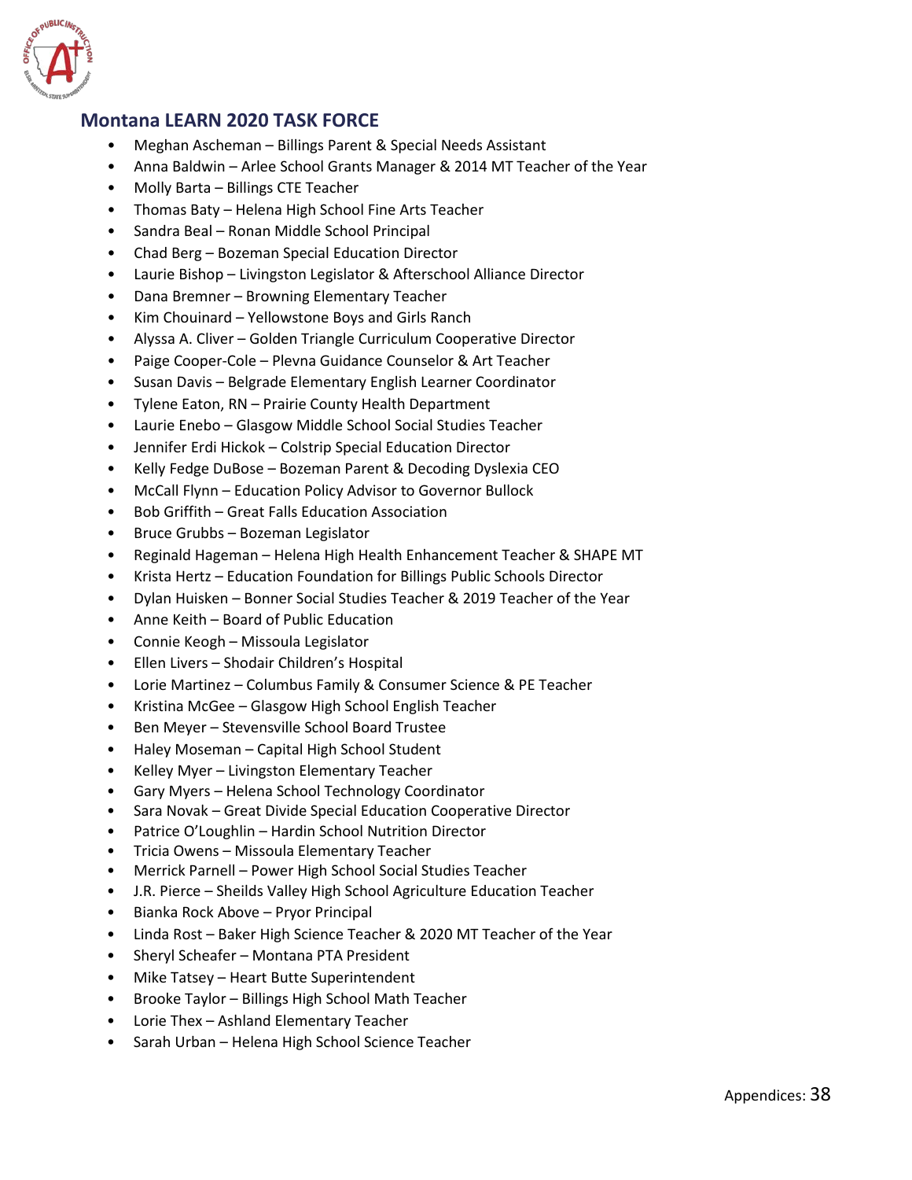## Montana LEARN 2020 TASK FORCE

- Meghan Ascheman – Billings Parent & Special Needs Assistant
- Anna Baldwin – Arlee School Grants Manager & 2014 MT Teacher of the Year
- Molly Barta – Billings CTE Teacher
- Thomas Baty – Helena High School Fine Arts Teacher
- Sandra Beal – Ronan Middle School Principal
- Chad Berg – Bozeman Special Education Director
- Laurie Bishop – Livingston Legislator & Afterschool Alliance Director
- Dana Bremner – Browning Elementary Teacher
- Kim Chouinard – Yellowstone Boys and Girls Ranch
- Alyssa A. Cliver – Golden Triangle Curriculum Cooperative Director
- Paige Cooper-Cole – Plevna Guidance Counselor & Art Teacher
- Susan Davis – Belgrade Elementary English Learner Coordinator
- Tylene Eaton, RN – Prairie County Health Department
- Laurie Enebo – Glasgow Middle School Social Studies Teacher
- Jennifer Erdi Hickok – Colstrip Special Education Director
- Kelly Fedge DuBose – Bozeman Parent & Decoding Dyslexia CEO
- McCall Flynn – Education Policy Advisor to Governor Bullock
- Bob Griffith – Great Falls Education Association
- Bruce Grubbs – Bozeman Legislator
- Reginald Hageman – Helena High Health Enhancement Teacher & SHAPE MT
- Krista Hertz – Education Foundation for Billings Public Schools Director
- Dylan Huisken – Bonner Social Studies Teacher & 2019 Teacher of the Year
- Anne Keith – Board of Public Education
- Connie Keogh – Missoula Legislator
- Ellen Livers – Shodair Children's Hospital
- Lorie Martinez – Columbus Family & Consumer Science & PE Teacher
- Kristina McGee – Glasgow High School English Teacher
- Ben Meyer – Stevensville School Board Trustee
- Haley Moseman – Capital High School Student
- Kelley Myer – Livingston Elementary Teacher
- Gary Myers – Helena School Technology Coordinator
- Sara Novak – Great Divide Special Education Cooperative Director
- Patrice O'Loughlin – Hardin School Nutrition Director
- Tricia Owens – Missoula Elementary Teacher
- Merrick Parnell – Power High School Social Studies Teacher
- J.R. Pierce – Sheilds Valley High School Agriculture Education Teacher
- Bianka Rock Above – Pryor Principal
- Linda Rost – Baker High Science Teacher & 2020 MT Teacher of the Year
- Sheryl Scheafer – Montana PTA President
- Mike Tatsey – Heart Butte Superintendent
- Brooke Taylor – Billings High School Math Teacher
- Lorie Thex – Ashland Elementary Teacher
- Sarah Urban – Helena High School Science Teacher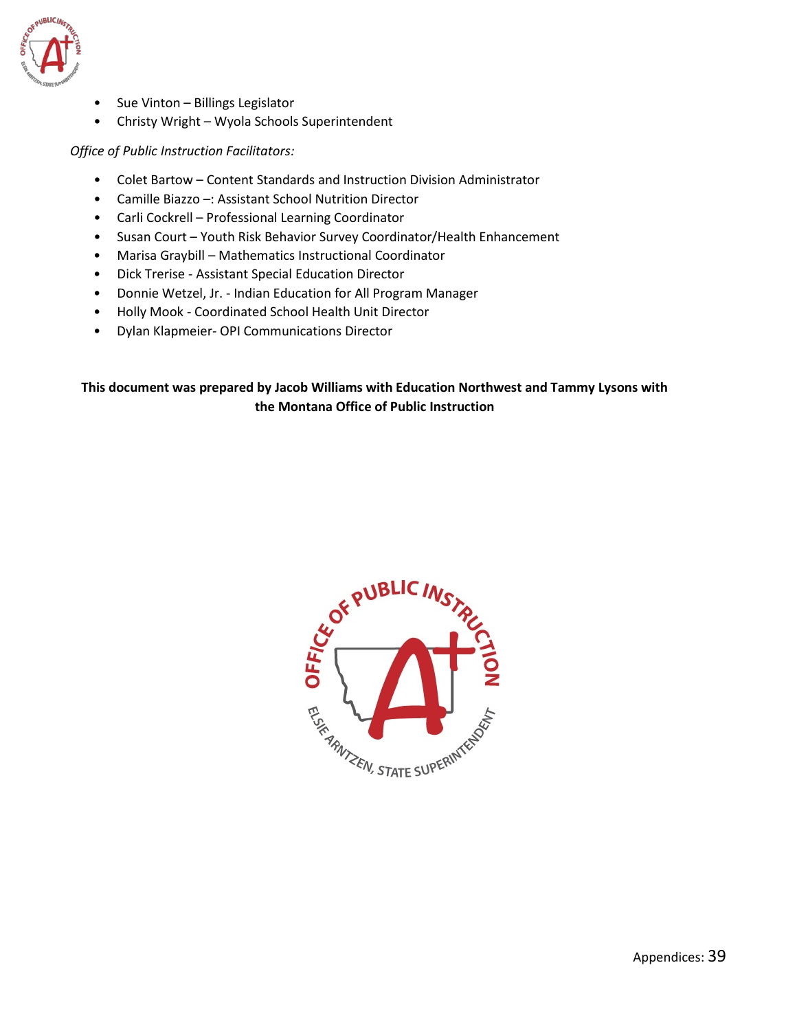- Sue Vinton – Billings Legislator
- Christy Wright – Wyola Schools Superintendent

*Office of Public Instruction Facilitators:*

- Colet Bartow – Content Standards and Instruction Division Administrator
- Camille Biazzo –: Assistant School Nutrition Director
- Carli Cockrell – Professional Learning Coordinator
- Susan Court – Youth Risk Behavior Survey Coordinator/Health Enhancement
- Marisa Graybill – Mathematics Instructional Coordinator
- Dick Trerise - Assistant Special Education Director
- Donnie Wetzel, Jr. - Indian Education for All Program Manager
- Holly Mook - Coordinated School Health Unit Director
- Dylan Klapmeier- OPI Communications Director

**This document was prepared by Jacob Williams with Education Northwest and Tammy Lysons with the Montana Office of Public Instruction**